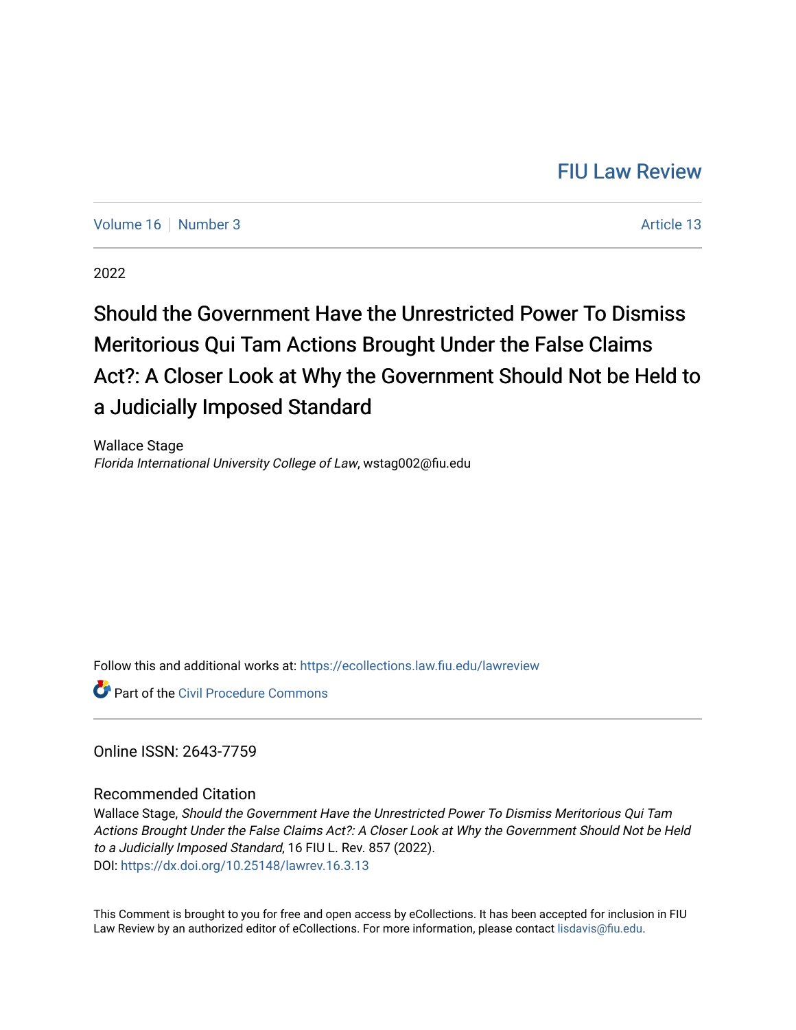FIU Law Review

Volume 16 | Number 3 | Article 13

2022

# Should the Government Have the Unrestricted Power To Dismiss Meritorious Qui Tam Actions Brought Under the False Claims Act?: A Closer Look at Why the Government Should Not be Held to a Judicially Imposed Standard

Wallace Stage
*Florida International University College of Law*, wstag002@fiu.edu

Follow this and additional works at: https://ecollections.law.fiu.edu/lawreview

Part of the Civil Procedure Commons

Online ISSN: 2643-7759

## Recommended Citation

Wallace Stage, *Should the Government Have the Unrestricted Power To Dismiss Meritorious Qui Tam Actions Brought Under the False Claims Act?: A Closer Look at Why the Government Should Not be Held to a Judicially Imposed Standard*, 16 FIU L. Rev. 857 (2022).
DOI: https://dx.doi.org/10.25148/lawrev.16.3.13

This Comment is brought to you for free and open access by eCollections. It has been accepted for inclusion in FIU Law Review by an authorized editor of eCollections. For more information, please contact lisdavis@fiu.edu.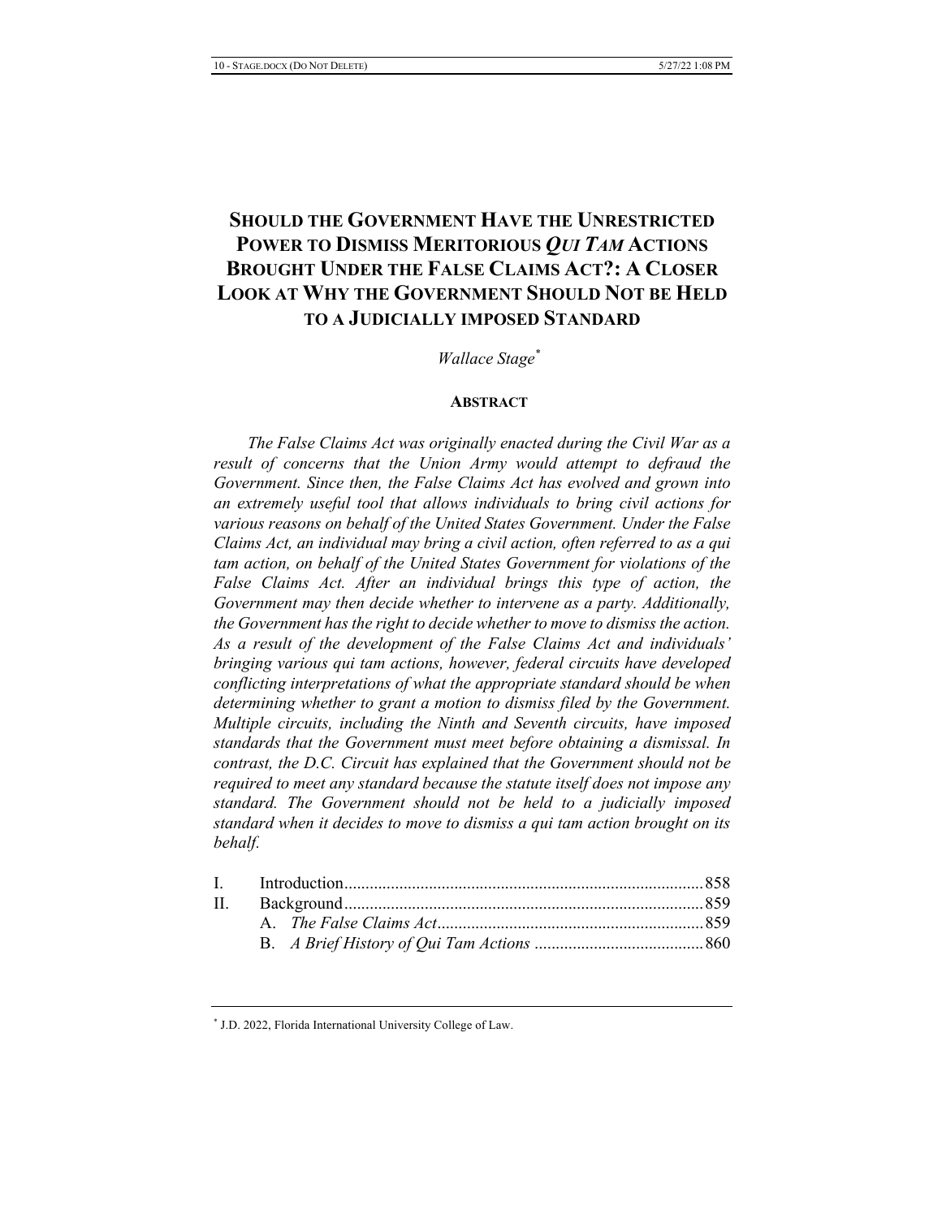# SHOULD THE GOVERNMENT HAVE THE UNRESTRICTED POWER TO DISMISS MERITORIOUS *QUI TAM* ACTIONS BROUGHT UNDER THE FALSE CLAIMS ACT?: A CLOSER LOOK AT WHY THE GOVERNMENT SHOULD NOT BE HELD TO A JUDICIALLY IMPOSED STANDARD

*Wallace Stage*[*]

## ABSTRACT

*The False Claims Act was originally enacted during the Civil War as a result of concerns that the Union Army would attempt to defraud the Government. Since then, the False Claims Act has evolved and grown into an extremely useful tool that allows individuals to bring civil actions for various reasons on behalf of the United States Government. Under the False Claims Act, an individual may bring a civil action, often referred to as a qui tam action, on behalf of the United States Government for violations of the False Claims Act. After an individual brings this type of action, the Government may then decide whether to intervene as a party. Additionally, the Government has the right to decide whether to move to dismiss the action. As a result of the development of the False Claims Act and individuals' bringing various qui tam actions, however, federal circuits have developed conflicting interpretations of what the appropriate standard should be when determining whether to grant a motion to dismiss filed by the Government. Multiple circuits, including the Ninth and Seventh circuits, have imposed standards that the Government must meet before obtaining a dismissal. In contrast, the D.C. Circuit has explained that the Government should not be required to meet any standard because the statute itself does not impose any standard. The Government should not be held to a judicially imposed standard when it decides to move to dismiss a qui tam action brought on its behalf.*

| | | |
|---|---|---|
| I. | Introduction | 858 |
| II. | Background | 859 |
| | A. *The False Claims Act* | 859 |
| | B. *A Brief History of Qui Tam Actions* | 860 |

[*] J.D. 2022, Florida International University College of Law.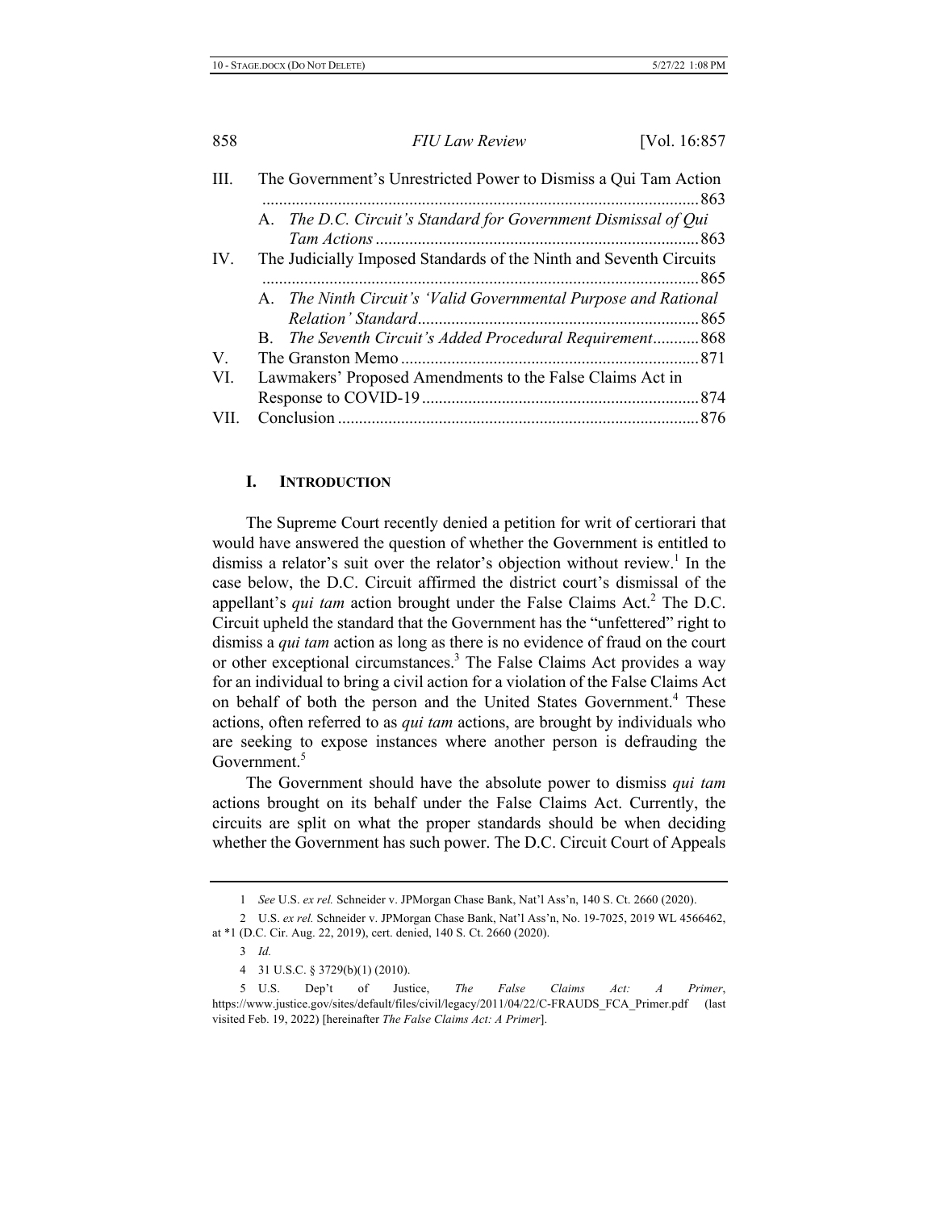III. The Government's Unrestricted Power to Dismiss a Qui Tam Action ....... 863

  A. *The D.C. Circuit's Standard for Government Dismissal of Qui Tam Actions* ....... 863

IV. The Judicially Imposed Standards of the Ninth and Seventh Circuits ....... 865

  A. *The Ninth Circuit's 'Valid Governmental Purpose and Rational Relation' Standard* ....... 865

  B. *The Seventh Circuit's Added Procedural Requirement* ....... 868

V. The Granston Memo ....... 871

VI. Lawmakers' Proposed Amendments to the False Claims Act in Response to COVID-19 ....... 874

VII. Conclusion ....... 876

## I. INTRODUCTION

The Supreme Court recently denied a petition for writ of certiorari that would have answered the question of whether the Government is entitled to dismiss a relator's suit over the relator's objection without review.[1] In the case below, the D.C. Circuit affirmed the district court's dismissal of the appellant's *qui tam* action brought under the False Claims Act.[2] The D.C. Circuit upheld the standard that the Government has the "unfettered" right to dismiss a *qui tam* action as long as there is no evidence of fraud on the court or other exceptional circumstances.[3] The False Claims Act provides a way for an individual to bring a civil action for a violation of the False Claims Act on behalf of both the person and the United States Government.[4] These actions, often referred to as *qui tam* actions, are brought by individuals who are seeking to expose instances where another person is defrauding the Government.[5]

The Government should have the absolute power to dismiss *qui tam* actions brought on its behalf under the False Claims Act. Currently, the circuits are split on what the proper standards should be when deciding whether the Government has such power. The D.C. Circuit Court of Appeals

---

1 *See* U.S. *ex rel.* Schneider v. JPMorgan Chase Bank, Nat'l Ass'n, 140 S. Ct. 2660 (2020).

2 U.S. *ex rel.* Schneider v. JPMorgan Chase Bank, Nat'l Ass'n, No. 19-7025, 2019 WL 4566462, at *1 (D.C. Cir. Aug. 22, 2019), cert. denied, 140 S. Ct. 2660 (2020).

3 *Id.*

4 31 U.S.C. § 3729(b)(1) (2010).

5 U.S. Dep't of Justice, *The False Claims Act: A Primer*, https://www.justice.gov/sites/default/files/civil/legacy/2011/04/22/C-FRAUDS_FCA_Primer.pdf (last visited Feb. 19, 2022) [hereinafter *The False Claims Act: A Primer*].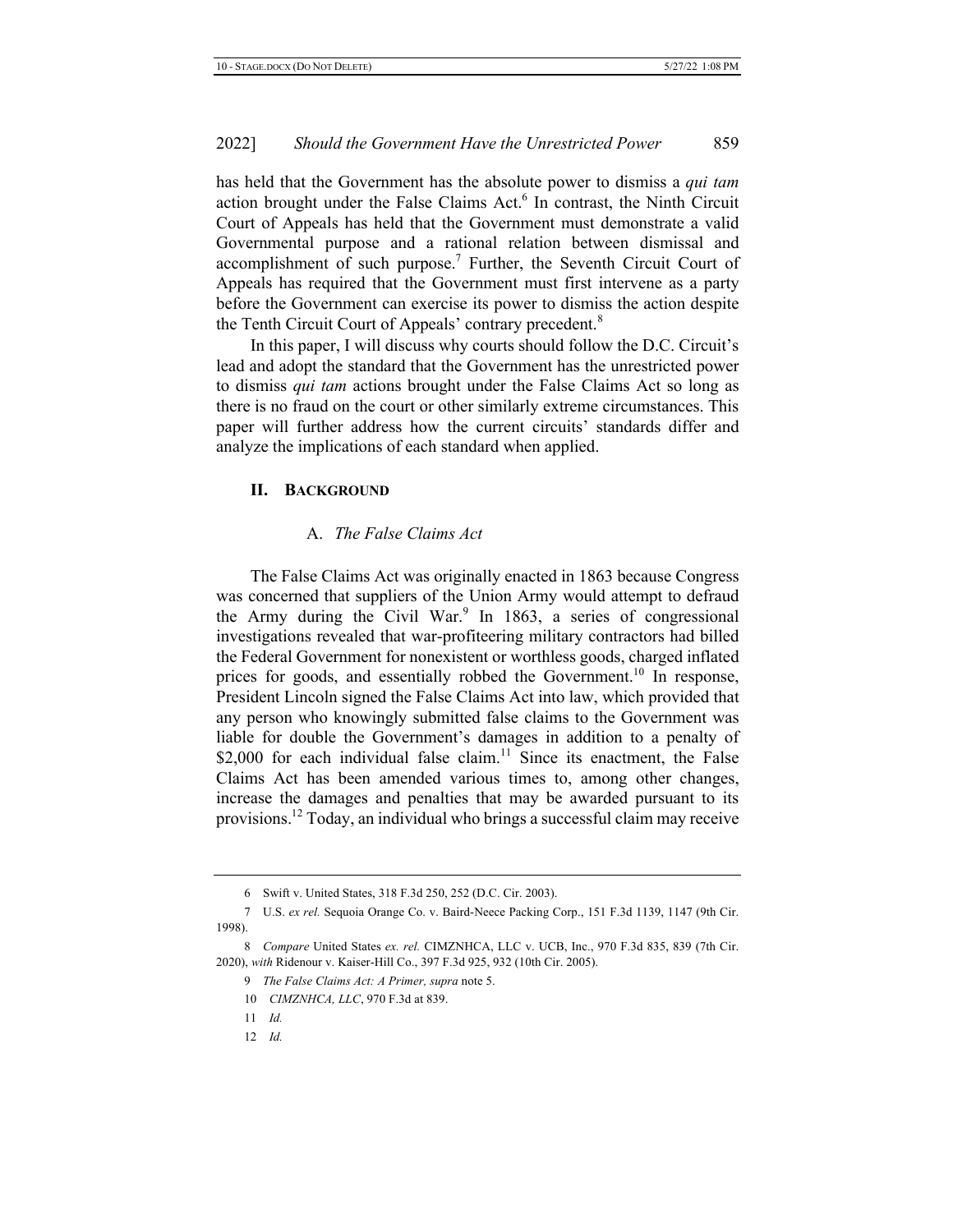has held that the Government has the absolute power to dismiss a *qui tam* action brought under the False Claims Act.[6] In contrast, the Ninth Circuit Court of Appeals has held that the Government must demonstrate a valid Governmental purpose and a rational relation between dismissal and accomplishment of such purpose.[7] Further, the Seventh Circuit Court of Appeals has required that the Government must first intervene as a party before the Government can exercise its power to dismiss the action despite the Tenth Circuit Court of Appeals' contrary precedent.[8]

In this paper, I will discuss why courts should follow the D.C. Circuit's lead and adopt the standard that the Government has the unrestricted power to dismiss *qui tam* actions brought under the False Claims Act so long as there is no fraud on the court or other similarly extreme circumstances. This paper will further address how the current circuits' standards differ and analyze the implications of each standard when applied.

## II. Background

### A. *The False Claims Act*

The False Claims Act was originally enacted in 1863 because Congress was concerned that suppliers of the Union Army would attempt to defraud the Army during the Civil War.[9] In 1863, a series of congressional investigations revealed that war-profiteering military contractors had billed the Federal Government for nonexistent or worthless goods, charged inflated prices for goods, and essentially robbed the Government.[10] In response, President Lincoln signed the False Claims Act into law, which provided that any person who knowingly submitted false claims to the Government was liable for double the Government's damages in addition to a penalty of $2,000 for each individual false claim.[11] Since its enactment, the False Claims Act has been amended various times to, among other changes, increase the damages and penalties that may be awarded pursuant to its provisions.[12] Today, an individual who brings a successful claim may receive

---

6 Swift v. United States, 318 F.3d 250, 252 (D.C. Cir. 2003).

7 U.S. *ex rel.* Sequoia Orange Co. v. Baird-Neece Packing Corp., 151 F.3d 1139, 1147 (9th Cir. 1998).

8 *Compare* United States *ex. rel.* CIMZNHCA, LLC v. UCB, Inc., 970 F.3d 835, 839 (7th Cir. 2020), *with* Ridenour v. Kaiser-Hill Co., 397 F.3d 925, 932 (10th Cir. 2005).

9 *The False Claims Act: A Primer*, *supra* note 5.

10 *CIMZNHCA, LLC*, 970 F.3d at 839.

11 *Id.*

12 *Id.*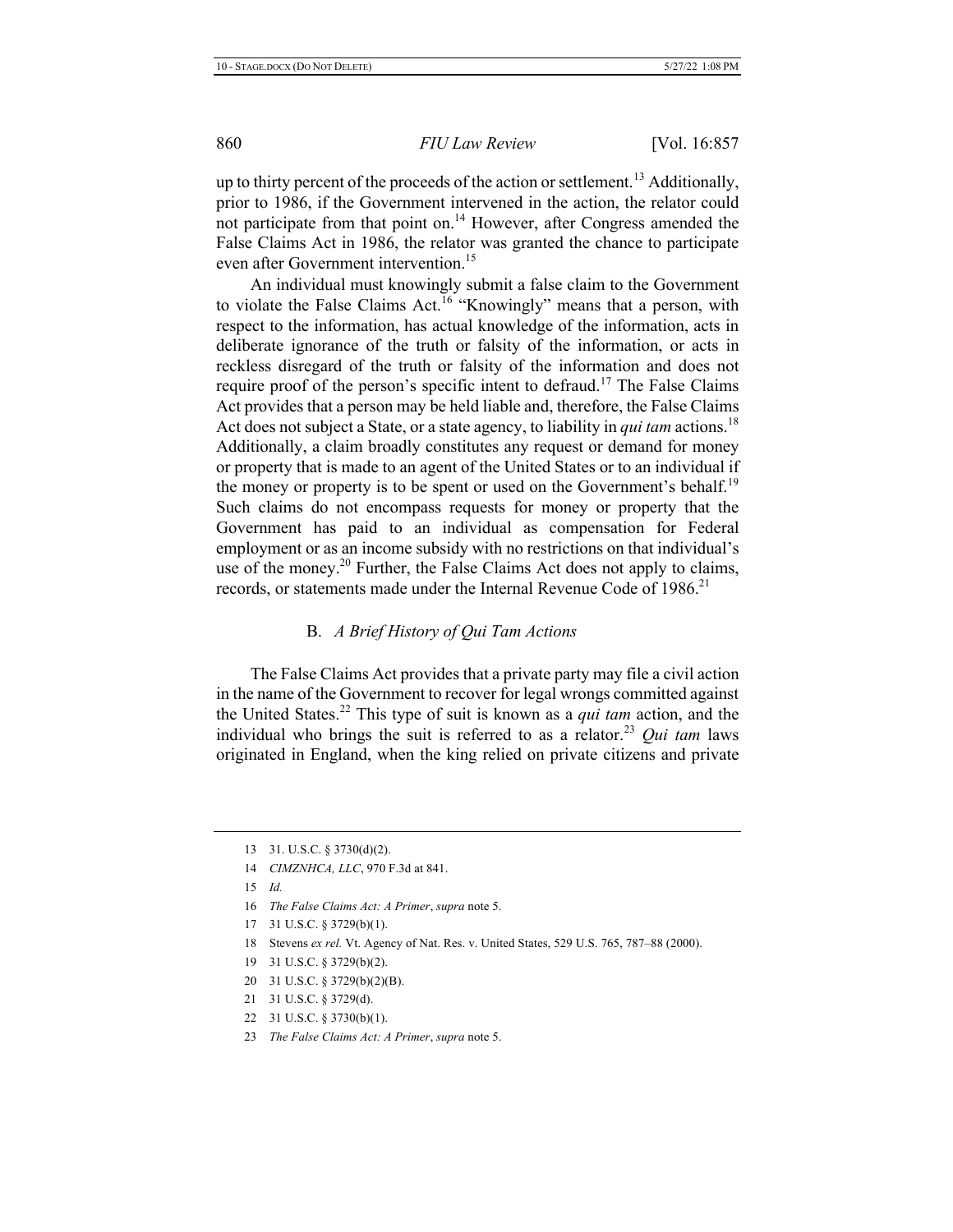up to thirty percent of the proceeds of the action or settlement.[13] Additionally, prior to 1986, if the Government intervened in the action, the relator could not participate from that point on.[14] However, after Congress amended the False Claims Act in 1986, the relator was granted the chance to participate even after Government intervention.[15]

An individual must knowingly submit a false claim to the Government to violate the False Claims Act.[16] "Knowingly" means that a person, with respect to the information, has actual knowledge of the information, acts in deliberate ignorance of the truth or falsity of the information, or acts in reckless disregard of the truth or falsity of the information and does not require proof of the person's specific intent to defraud.[17] The False Claims Act provides that a person may be held liable and, therefore, the False Claims Act does not subject a State, or a state agency, to liability in *qui tam* actions.[18] Additionally, a claim broadly constitutes any request or demand for money or property that is made to an agent of the United States or to an individual if the money or property is to be spent or used on the Government's behalf.[19] Such claims do not encompass requests for money or property that the Government has paid to an individual as compensation for Federal employment or as an income subsidy with no restrictions on that individual's use of the money.[20] Further, the False Claims Act does not apply to claims, records, or statements made under the Internal Revenue Code of 1986.[21]

### B. *A Brief History of Qui Tam Actions*

The False Claims Act provides that a private party may file a civil action in the name of the Government to recover for legal wrongs committed against the United States.[22] This type of suit is known as a *qui tam* action, and the individual who brings the suit is referred to as a relator.[23] *Qui tam* laws originated in England, when the king relied on private citizens and private

---

13 31. U.S.C. § 3730(d)(2).

14 *CIMZNHCA, LLC*, 970 F.3d at 841.

15 *Id.*

16 *The False Claims Act: A Primer*, *supra* note 5.

17 31 U.S.C. § 3729(b)(1).

18 Stevens *ex rel.* Vt. Agency of Nat. Res. v. United States, 529 U.S. 765, 787–88 (2000).

19 31 U.S.C. § 3729(b)(2).

20 31 U.S.C. § 3729(b)(2)(B).

21 31 U.S.C. § 3729(d).

22 31 U.S.C. § 3730(b)(1).

23 *The False Claims Act: A Primer*, *supra* note 5.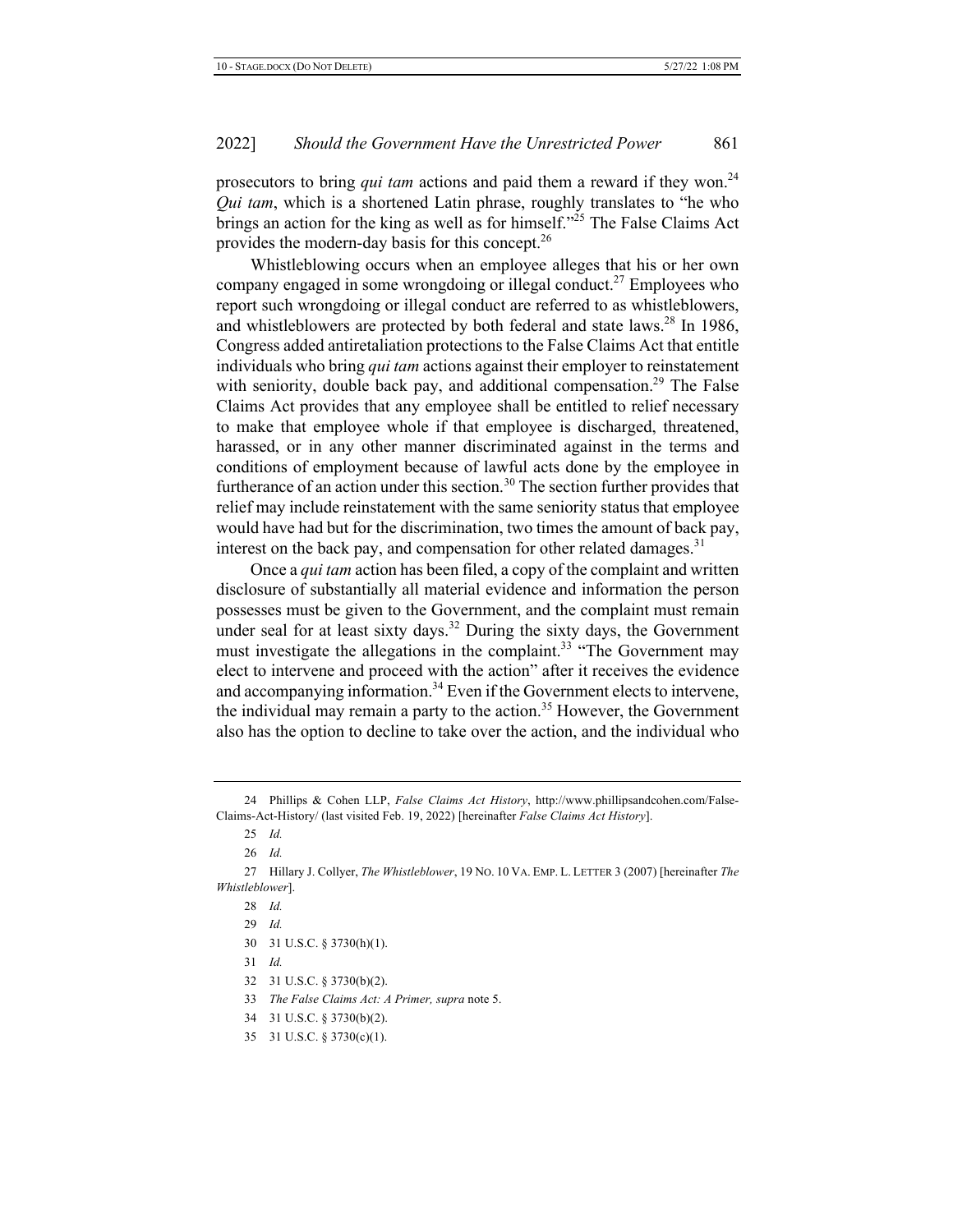prosecutors to bring *qui tam* actions and paid them a reward if they won.[24] *Qui tam*, which is a shortened Latin phrase, roughly translates to "he who brings an action for the king as well as for himself."[25] The False Claims Act provides the modern-day basis for this concept.[26]

Whistleblowing occurs when an employee alleges that his or her own company engaged in some wrongdoing or illegal conduct.[27] Employees who report such wrongdoing or illegal conduct are referred to as whistleblowers, and whistleblowers are protected by both federal and state laws.[28] In 1986, Congress added antiretaliation protections to the False Claims Act that entitle individuals who bring *qui tam* actions against their employer to reinstatement with seniority, double back pay, and additional compensation.[29] The False Claims Act provides that any employee shall be entitled to relief necessary to make that employee whole if that employee is discharged, threatened, harassed, or in any other manner discriminated against in the terms and conditions of employment because of lawful acts done by the employee in furtherance of an action under this section.[30] The section further provides that relief may include reinstatement with the same seniority status that employee would have had but for the discrimination, two times the amount of back pay, interest on the back pay, and compensation for other related damages.[31]

Once a *qui tam* action has been filed, a copy of the complaint and written disclosure of substantially all material evidence and information the person possesses must be given to the Government, and the complaint must remain under seal for at least sixty days.[32] During the sixty days, the Government must investigate the allegations in the complaint.[33] "The Government may elect to intervene and proceed with the action" after it receives the evidence and accompanying information.[34] Even if the Government elects to intervene, the individual may remain a party to the action.[35] However, the Government also has the option to decline to take over the action, and the individual who

---

24 Phillips & Cohen LLP, *False Claims Act History*, http://www.phillipsandcohen.com/False-Claims-Act-History/ (last visited Feb. 19, 2022) [hereinafter *False Claims Act History*].

25 *Id.*

26 *Id.*

27 Hillary J. Collyer, *The Whistleblower*, 19 NO. 10 VA. EMP. L. LETTER 3 (2007) [hereinafter *The Whistleblower*].

28 *Id.*

29 *Id.*

30 31 U.S.C. § 3730(h)(1).

31 *Id.*

32 31 U.S.C. § 3730(b)(2).

33 *The False Claims Act: A Primer, supra* note 5.

34 31 U.S.C. § 3730(b)(2).

35 31 U.S.C. § 3730(c)(1).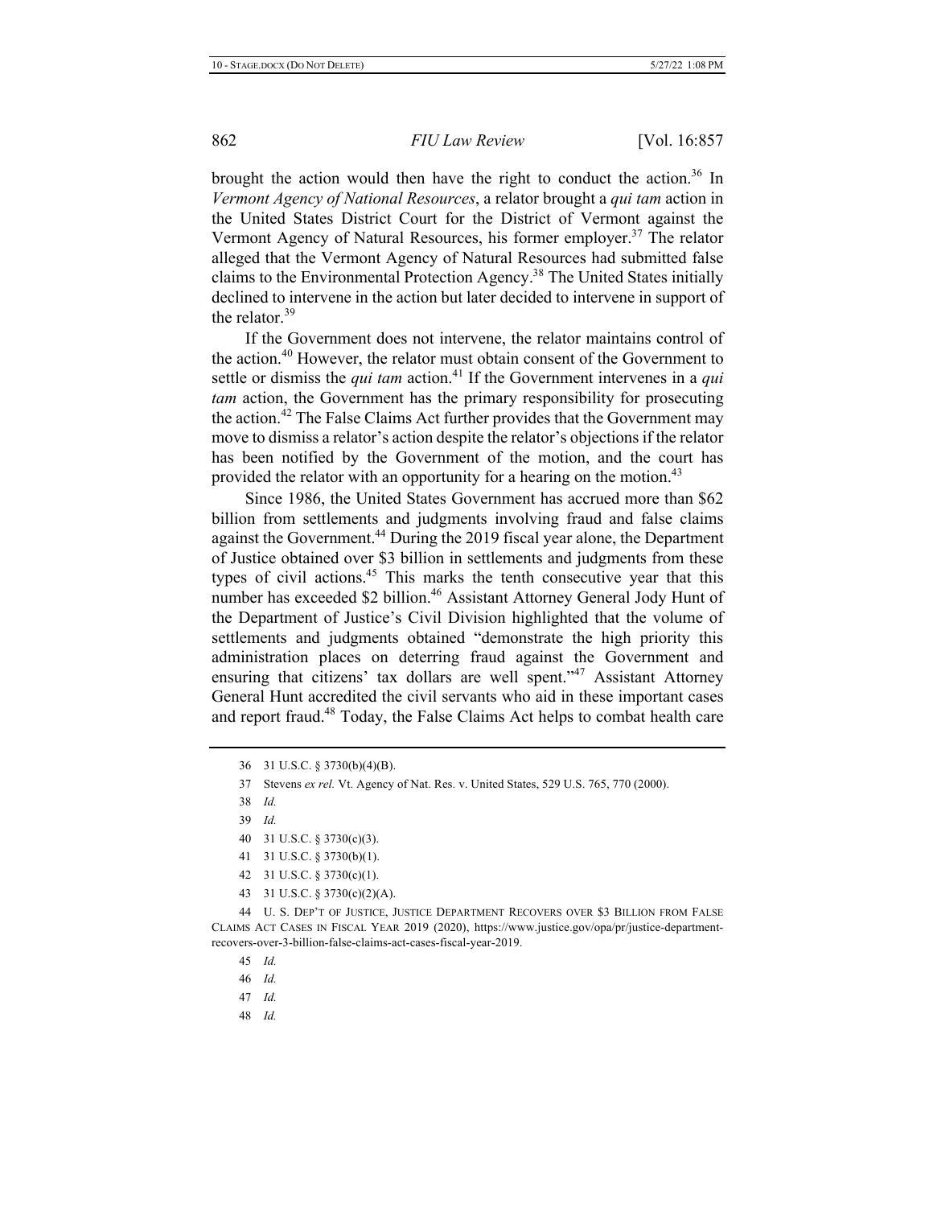brought the action would then have the right to conduct the action.[36] In *Vermont Agency of National Resources*, a relator brought a *qui tam* action in the United States District Court for the District of Vermont against the Vermont Agency of Natural Resources, his former employer.[37] The relator alleged that the Vermont Agency of Natural Resources had submitted false claims to the Environmental Protection Agency.[38] The United States initially declined to intervene in the action but later decided to intervene in support of the relator.[39]

If the Government does not intervene, the relator maintains control of the action.[40] However, the relator must obtain consent of the Government to settle or dismiss the *qui tam* action.[41] If the Government intervenes in a *qui tam* action, the Government has the primary responsibility for prosecuting the action.[42] The False Claims Act further provides that the Government may move to dismiss a relator's action despite the relator's objections if the relator has been notified by the Government of the motion, and the court has provided the relator with an opportunity for a hearing on the motion.[43]

Since 1986, the United States Government has accrued more than $62 billion from settlements and judgments involving fraud and false claims against the Government.[44] During the 2019 fiscal year alone, the Department of Justice obtained over $3 billion in settlements and judgments from these types of civil actions.[45] This marks the tenth consecutive year that this number has exceeded $2 billion.[46] Assistant Attorney General Jody Hunt of the Department of Justice's Civil Division highlighted that the volume of settlements and judgments obtained "demonstrate the high priority this administration places on deterring fraud against the Government and ensuring that citizens' tax dollars are well spent."[47] Assistant Attorney General Hunt accredited the civil servants who aid in these important cases and report fraud.[48] Today, the False Claims Act helps to combat health care

---

36 31 U.S.C. § 3730(b)(4)(B).

37 Stevens *ex rel.* Vt. Agency of Nat. Res. v. United States, 529 U.S. 765, 770 (2000).

38 *Id.*

39 *Id.*

40 31 U.S.C. § 3730(c)(3).

41 31 U.S.C. § 3730(b)(1).

42 31 U.S.C. § 3730(c)(1).

43 31 U.S.C. § 3730(c)(2)(A).

44 U. S. DEP'T OF JUSTICE, JUSTICE DEPARTMENT RECOVERS OVER $3 BILLION FROM FALSE CLAIMS ACT CASES IN FISCAL YEAR 2019 (2020), https://www.justice.gov/opa/pr/justice-department-recovers-over-3-billion-false-claims-act-cases-fiscal-year-2019.

45 *Id.*

46 *Id.*

47 *Id.*

48 *Id.*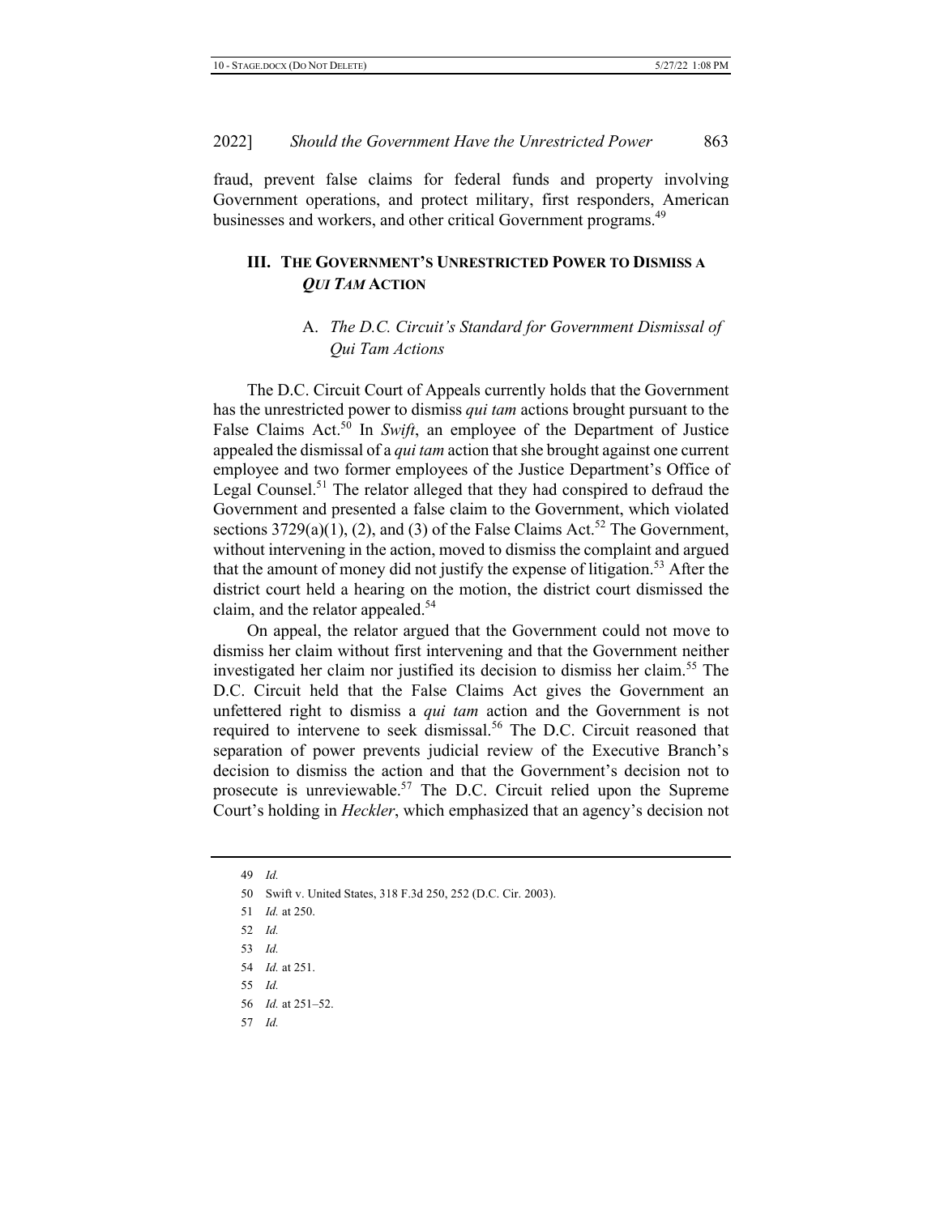fraud, prevent false claims for federal funds and property involving Government operations, and protect military, first responders, American businesses and workers, and other critical Government programs.[49]

## III. The Government's Unrestricted Power to Dismiss a *Qui Tam* Action

### A. *The D.C. Circuit's Standard for Government Dismissal of Qui Tam Actions*

The D.C. Circuit Court of Appeals currently holds that the Government has the unrestricted power to dismiss *qui tam* actions brought pursuant to the False Claims Act.[50] In *Swift*, an employee of the Department of Justice appealed the dismissal of a *qui tam* action that she brought against one current employee and two former employees of the Justice Department's Office of Legal Counsel.[51] The relator alleged that they had conspired to defraud the Government and presented a false claim to the Government, which violated sections 3729(a)(1), (2), and (3) of the False Claims Act.[52] The Government, without intervening in the action, moved to dismiss the complaint and argued that the amount of money did not justify the expense of litigation.[53] After the district court held a hearing on the motion, the district court dismissed the claim, and the relator appealed.[54]

On appeal, the relator argued that the Government could not move to dismiss her claim without first intervening and that the Government neither investigated her claim nor justified its decision to dismiss her claim.[55] The D.C. Circuit held that the False Claims Act gives the Government an unfettered right to dismiss a *qui tam* action and the Government is not required to intervene to seek dismissal.[56] The D.C. Circuit reasoned that separation of power prevents judicial review of the Executive Branch's decision to dismiss the action and that the Government's decision not to prosecute is unreviewable.[57] The D.C. Circuit relied upon the Supreme Court's holding in *Heckler*, which emphasized that an agency's decision not

49 *Id.*

50 Swift v. United States, 318 F.3d 250, 252 (D.C. Cir. 2003).

51 *Id.* at 250.

52 *Id.*

53 *Id.*

54 *Id.* at 251.

55 *Id.*

56 *Id.* at 251–52.

57 *Id.*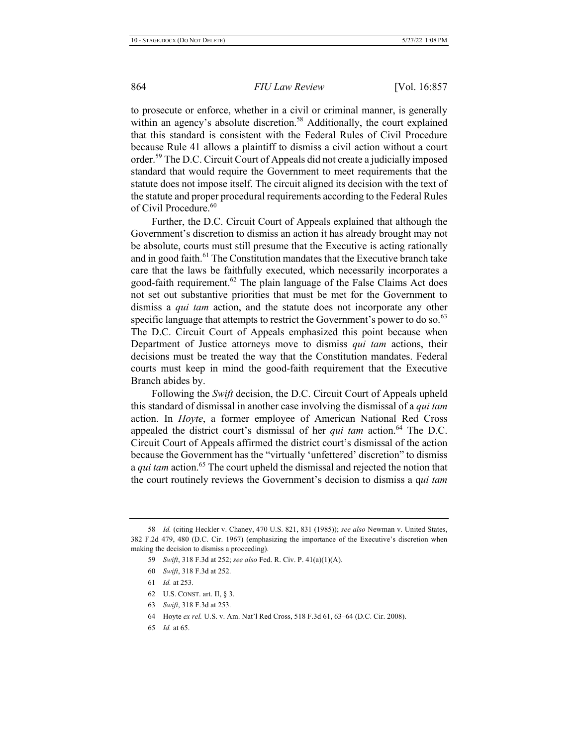to prosecute or enforce, whether in a civil or criminal manner, is generally within an agency's absolute discretion.[58] Additionally, the court explained that this standard is consistent with the Federal Rules of Civil Procedure because Rule 41 allows a plaintiff to dismiss a civil action without a court order.[59] The D.C. Circuit Court of Appeals did not create a judicially imposed standard that would require the Government to meet requirements that the statute does not impose itself. The circuit aligned its decision with the text of the statute and proper procedural requirements according to the Federal Rules of Civil Procedure.[60]

Further, the D.C. Circuit Court of Appeals explained that although the Government's discretion to dismiss an action it has already brought may not be absolute, courts must still presume that the Executive is acting rationally and in good faith.[61] The Constitution mandates that the Executive branch take care that the laws be faithfully executed, which necessarily incorporates a good-faith requirement.[62] The plain language of the False Claims Act does not set out substantive priorities that must be met for the Government to dismiss a *qui tam* action, and the statute does not incorporate any other specific language that attempts to restrict the Government's power to do so.[63] The D.C. Circuit Court of Appeals emphasized this point because when Department of Justice attorneys move to dismiss *qui tam* actions, their decisions must be treated the way that the Constitution mandates. Federal courts must keep in mind the good-faith requirement that the Executive Branch abides by.

Following the *Swift* decision, the D.C. Circuit Court of Appeals upheld this standard of dismissal in another case involving the dismissal of a *qui tam* action. In *Hoyte*, a former employee of American National Red Cross appealed the district court's dismissal of her *qui tam* action.[64] The D.C. Circuit Court of Appeals affirmed the district court's dismissal of the action because the Government has the "virtually 'unfettered' discretion" to dismiss a *qui tam* action.[65] The court upheld the dismissal and rejected the notion that the court routinely reviews the Government's decision to dismiss a q*ui tam*

---

58 *Id.* (citing Heckler v. Chaney, 470 U.S. 821, 831 (1985)); *see also* Newman v. United States, 382 F.2d 479, 480 (D.C. Cir. 1967) (emphasizing the importance of the Executive's discretion when making the decision to dismiss a proceeding).

59 *Swift*, 318 F.3d at 252; *see also* Fed. R. Civ. P. 41(a)(1)(A).

60 *Swift*, 318 F.3d at 252.

61 *Id.* at 253.

62 U.S. CONST. art. II, § 3.

63 *Swift*, 318 F.3d at 253.

64 Hoyte *ex rel.* U.S. v. Am. Nat'l Red Cross, 518 F.3d 61, 63–64 (D.C. Cir. 2008).

65 *Id.* at 65.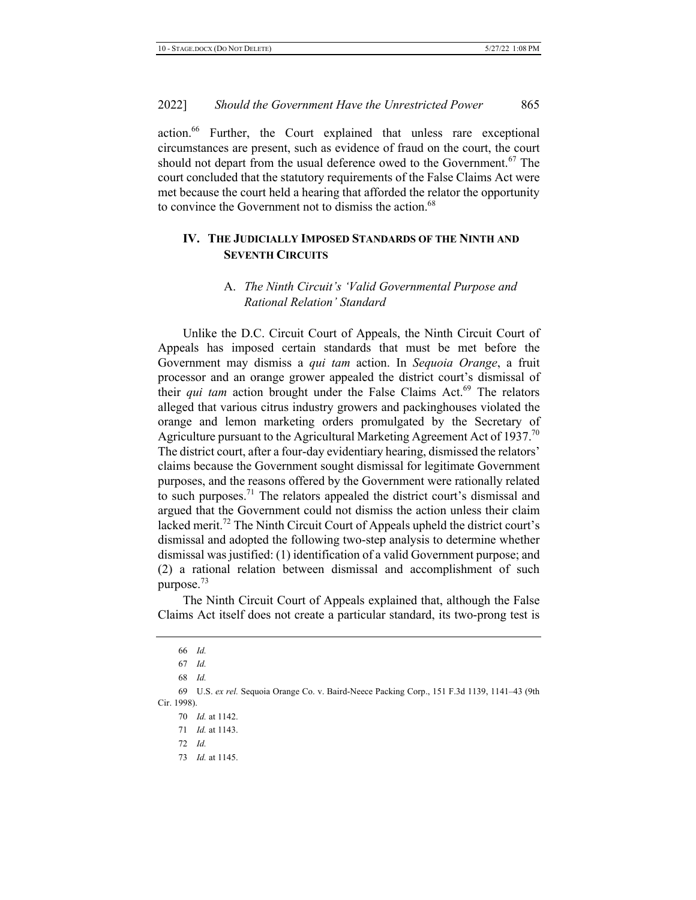action.[66] Further, the Court explained that unless rare exceptional circumstances are present, such as evidence of fraud on the court, the court should not depart from the usual deference owed to the Government.[67] The court concluded that the statutory requirements of the False Claims Act were met because the court held a hearing that afforded the relator the opportunity to convince the Government not to dismiss the action.[68]

## IV. THE JUDICIALLY IMPOSED STANDARDS OF THE NINTH AND SEVENTH CIRCUITS

### A. *The Ninth Circuit's 'Valid Governmental Purpose and Rational Relation' Standard*

Unlike the D.C. Circuit Court of Appeals, the Ninth Circuit Court of Appeals has imposed certain standards that must be met before the Government may dismiss a *qui tam* action. In *Sequoia Orange*, a fruit processor and an orange grower appealed the district court's dismissal of their *qui tam* action brought under the False Claims Act.[69] The relators alleged that various citrus industry growers and packinghouses violated the orange and lemon marketing orders promulgated by the Secretary of Agriculture pursuant to the Agricultural Marketing Agreement Act of 1937.[70] The district court, after a four-day evidentiary hearing, dismissed the relators' claims because the Government sought dismissal for legitimate Government purposes, and the reasons offered by the Government were rationally related to such purposes.[71] The relators appealed the district court's dismissal and argued that the Government could not dismiss the action unless their claim lacked merit.[72] The Ninth Circuit Court of Appeals upheld the district court's dismissal and adopted the following two-step analysis to determine whether dismissal was justified: (1) identification of a valid Government purpose; and (2) a rational relation between dismissal and accomplishment of such purpose.[73]

The Ninth Circuit Court of Appeals explained that, although the False Claims Act itself does not create a particular standard, its two-prong test is

---

66 *Id.*

67 *Id.*

68 *Id.*

69 U.S. *ex rel.* Sequoia Orange Co. v. Baird-Neece Packing Corp., 151 F.3d 1139, 1141–43 (9th Cir. 1998).

70 *Id.* at 1142.

71 *Id.* at 1143.

72 *Id.*

73 *Id.* at 1145.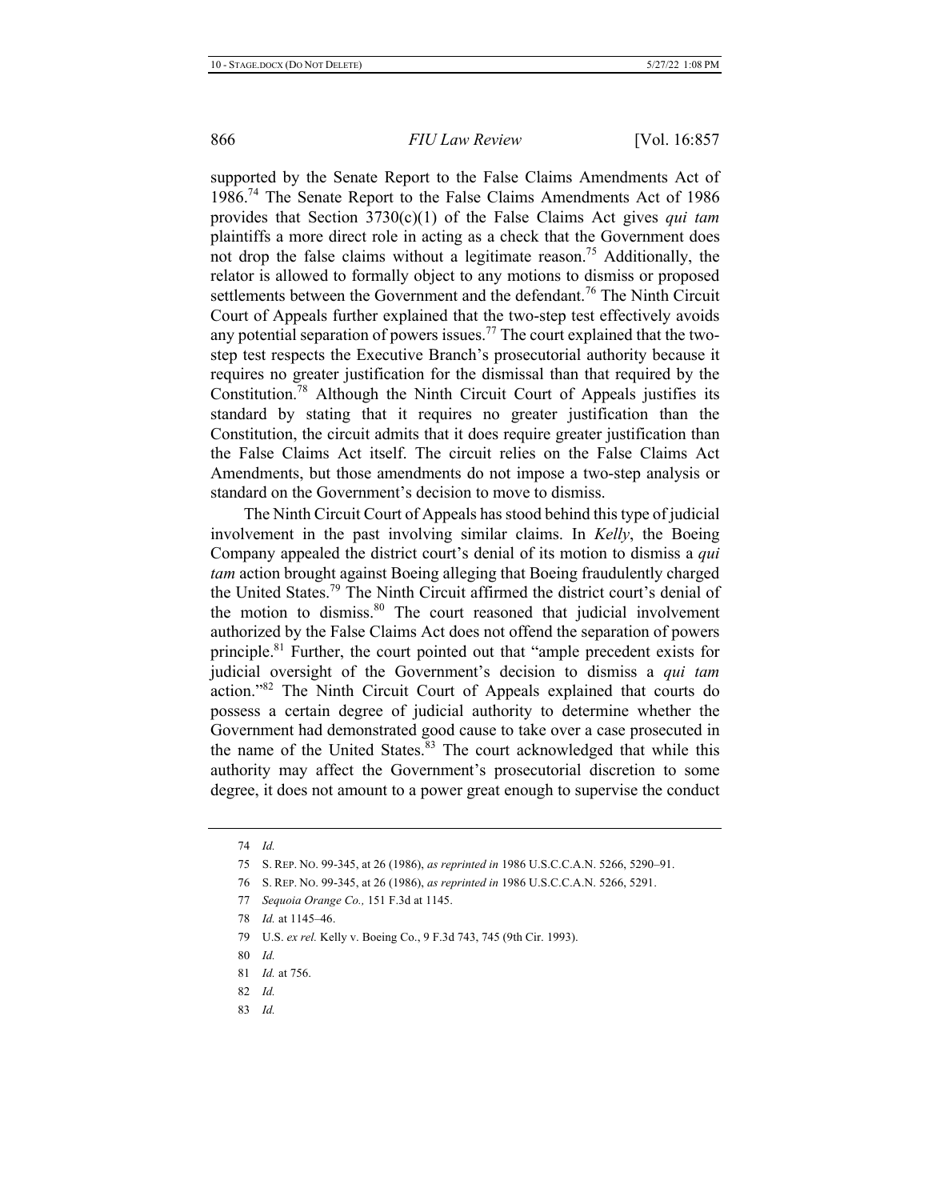supported by the Senate Report to the False Claims Amendments Act of 1986.[74] The Senate Report to the False Claims Amendments Act of 1986 provides that Section 3730(c)(1) of the False Claims Act gives *qui tam* plaintiffs a more direct role in acting as a check that the Government does not drop the false claims without a legitimate reason.[75] Additionally, the relator is allowed to formally object to any motions to dismiss or proposed settlements between the Government and the defendant.[76] The Ninth Circuit Court of Appeals further explained that the two-step test effectively avoids any potential separation of powers issues.[77] The court explained that the two-step test respects the Executive Branch's prosecutorial authority because it requires no greater justification for the dismissal than that required by the Constitution.[78] Although the Ninth Circuit Court of Appeals justifies its standard by stating that it requires no greater justification than the Constitution, the circuit admits that it does require greater justification than the False Claims Act itself. The circuit relies on the False Claims Act Amendments, but those amendments do not impose a two-step analysis or standard on the Government's decision to move to dismiss.

The Ninth Circuit Court of Appeals has stood behind this type of judicial involvement in the past involving similar claims. In *Kelly*, the Boeing Company appealed the district court's denial of its motion to dismiss a *qui tam* action brought against Boeing alleging that Boeing fraudulently charged the United States.[79] The Ninth Circuit affirmed the district court's denial of the motion to dismiss.[80] The court reasoned that judicial involvement authorized by the False Claims Act does not offend the separation of powers principle.[81] Further, the court pointed out that "ample precedent exists for judicial oversight of the Government's decision to dismiss a *qui tam* action."[82] The Ninth Circuit Court of Appeals explained that courts do possess a certain degree of judicial authority to determine whether the Government had demonstrated good cause to take over a case prosecuted in the name of the United States.[83] The court acknowledged that while this authority may affect the Government's prosecutorial discretion to some degree, it does not amount to a power great enough to supervise the conduct

---

74 *Id.*

75 S. REP. NO. 99-345, at 26 (1986), *as reprinted in* 1986 U.S.C.C.A.N. 5266, 5290–91.

76 S. REP. NO. 99-345, at 26 (1986), *as reprinted in* 1986 U.S.C.C.A.N. 5266, 5291.

77 *Sequoia Orange Co.,* 151 F.3d at 1145.

78 *Id.* at 1145–46.

79 U.S. *ex rel.* Kelly v. Boeing Co., 9 F.3d 743, 745 (9th Cir. 1993).

80 *Id.*

81 *Id.* at 756.

82 *Id.*

83 *Id.*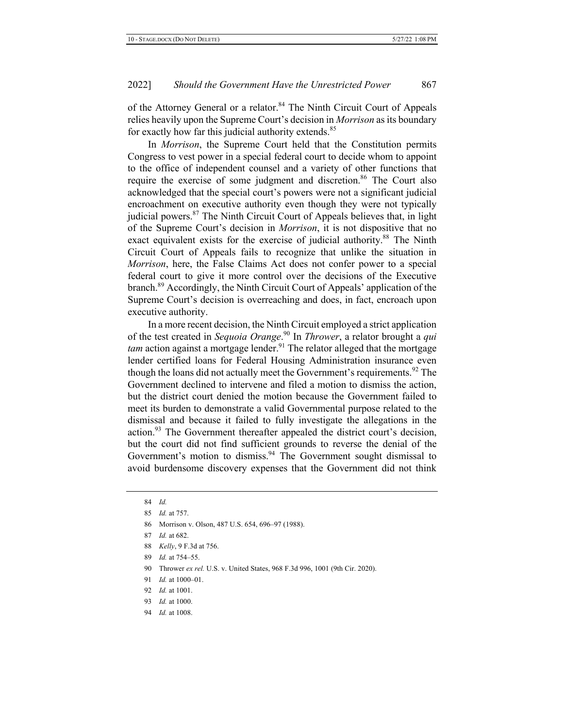of the Attorney General or a relator.[84] The Ninth Circuit Court of Appeals relies heavily upon the Supreme Court's decision in *Morrison* as its boundary for exactly how far this judicial authority extends.[85]

In *Morrison*, the Supreme Court held that the Constitution permits Congress to vest power in a special federal court to decide whom to appoint to the office of independent counsel and a variety of other functions that require the exercise of some judgment and discretion.[86] The Court also acknowledged that the special court's powers were not a significant judicial encroachment on executive authority even though they were not typically judicial powers.[87] The Ninth Circuit Court of Appeals believes that, in light of the Supreme Court's decision in *Morrison*, it is not dispositive that no exact equivalent exists for the exercise of judicial authority.[88] The Ninth Circuit Court of Appeals fails to recognize that unlike the situation in *Morrison*, here, the False Claims Act does not confer power to a special federal court to give it more control over the decisions of the Executive branch.[89] Accordingly, the Ninth Circuit Court of Appeals' application of the Supreme Court's decision is overreaching and does, in fact, encroach upon executive authority.

In a more recent decision, the Ninth Circuit employed a strict application of the test created in *Sequoia Orange*.[90] In *Thrower*, a relator brought a *qui tam* action against a mortgage lender.[91] The relator alleged that the mortgage lender certified loans for Federal Housing Administration insurance even though the loans did not actually meet the Government's requirements.[92] The Government declined to intervene and filed a motion to dismiss the action, but the district court denied the motion because the Government failed to meet its burden to demonstrate a valid Governmental purpose related to the dismissal and because it failed to fully investigate the allegations in the action.[93] The Government thereafter appealed the district court's decision, but the court did not find sufficient grounds to reverse the denial of the Government's motion to dismiss.[94] The Government sought dismissal to avoid burdensome discovery expenses that the Government did not think

84 *Id.*

85 *Id.* at 757.

86 Morrison v. Olson, 487 U.S. 654, 696–97 (1988).

87 *Id.* at 682.

88 *Kelly*, 9 F.3d at 756.

89 *Id.* at 754–55.

90 Thrower *ex rel.* U.S. v. United States, 968 F.3d 996, 1001 (9th Cir. 2020).

91 *Id.* at 1000–01.

92 *Id.* at 1001.

93 *Id.* at 1000.

94 *Id.* at 1008.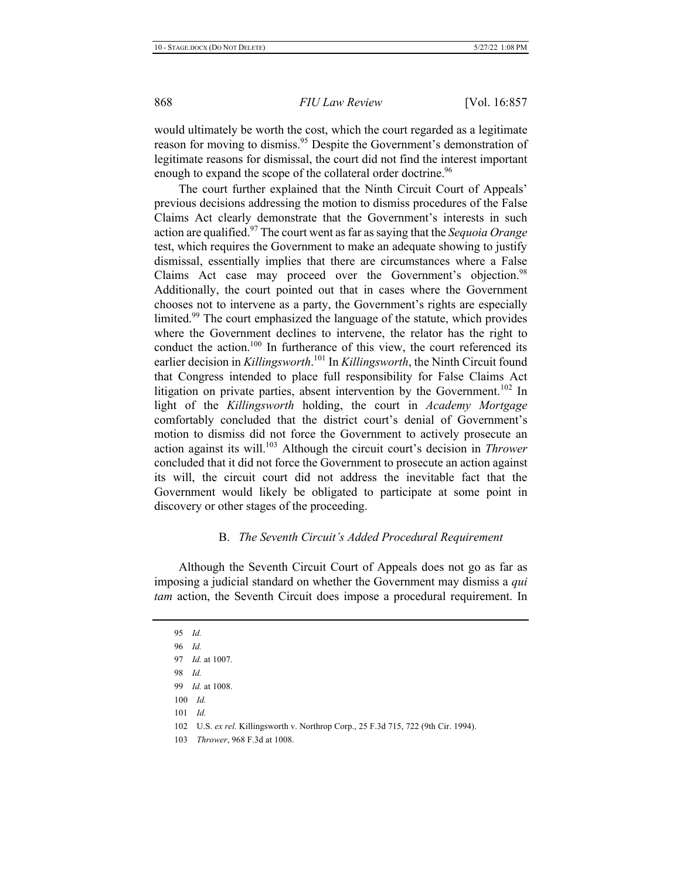would ultimately be worth the cost, which the court regarded as a legitimate reason for moving to dismiss.[95] Despite the Government's demonstration of legitimate reasons for dismissal, the court did not find the interest important enough to expand the scope of the collateral order doctrine.[96]

The court further explained that the Ninth Circuit Court of Appeals' previous decisions addressing the motion to dismiss procedures of the False Claims Act clearly demonstrate that the Government's interests in such action are qualified.[97] The court went as far as saying that the *Sequoia Orange* test, which requires the Government to make an adequate showing to justify dismissal, essentially implies that there are circumstances where a False Claims Act case may proceed over the Government's objection.[98] Additionally, the court pointed out that in cases where the Government chooses not to intervene as a party, the Government's rights are especially limited.[99] The court emphasized the language of the statute, which provides where the Government declines to intervene, the relator has the right to conduct the action.[100] In furtherance of this view, the court referenced its earlier decision in *Killingsworth*.[101] In *Killingsworth*, the Ninth Circuit found that Congress intended to place full responsibility for False Claims Act litigation on private parties, absent intervention by the Government.[102] In light of the *Killingsworth* holding, the court in *Academy Mortgage* comfortably concluded that the district court's denial of Government's motion to dismiss did not force the Government to actively prosecute an action against its will.[103] Although the circuit court's decision in *Thrower* concluded that it did not force the Government to prosecute an action against its will, the circuit court did not address the inevitable fact that the Government would likely be obligated to participate at some point in discovery or other stages of the proceeding.

### B. *The Seventh Circuit's Added Procedural Requirement*

Although the Seventh Circuit Court of Appeals does not go as far as imposing a judicial standard on whether the Government may dismiss a *qui tam* action, the Seventh Circuit does impose a procedural requirement. In

---

95 *Id.*

96 *Id.*

97 *Id.* at 1007.

98 *Id.*

99 *Id.* at 1008.

100 *Id.*

101 *Id.*

102 U.S. *ex rel.* Killingsworth v. Northrop Corp., 25 F.3d 715, 722 (9th Cir. 1994).

103 *Thrower*, 968 F.3d at 1008.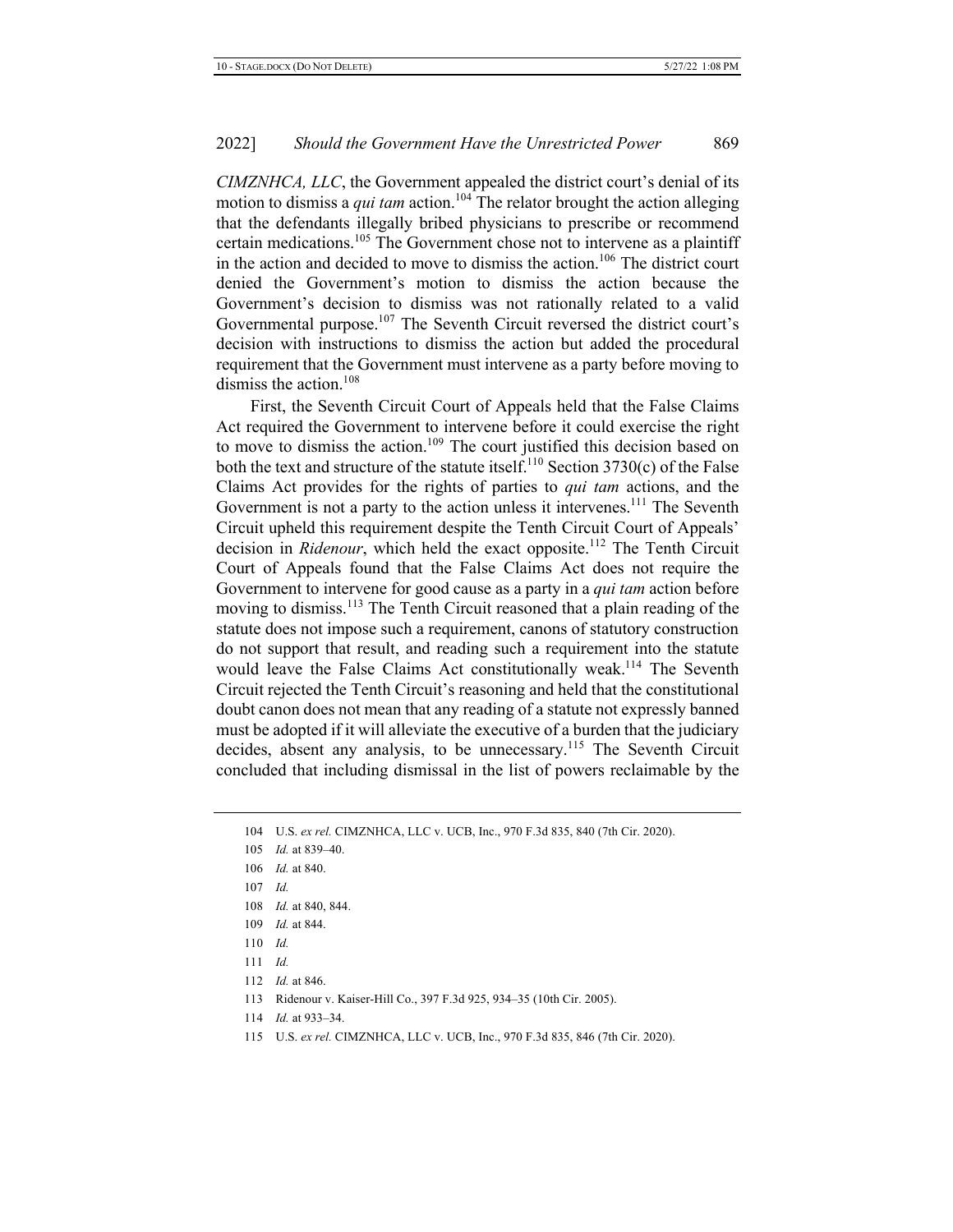*CIMZNHCA, LLC*, the Government appealed the district court's denial of its motion to dismiss a *qui tam* action.[104] The relator brought the action alleging that the defendants illegally bribed physicians to prescribe or recommend certain medications.[105] The Government chose not to intervene as a plaintiff in the action and decided to move to dismiss the action.[106] The district court denied the Government's motion to dismiss the action because the Government's decision to dismiss was not rationally related to a valid Governmental purpose.[107] The Seventh Circuit reversed the district court's decision with instructions to dismiss the action but added the procedural requirement that the Government must intervene as a party before moving to dismiss the action.[108]

First, the Seventh Circuit Court of Appeals held that the False Claims Act required the Government to intervene before it could exercise the right to move to dismiss the action.[109] The court justified this decision based on both the text and structure of the statute itself.[110] Section 3730(c) of the False Claims Act provides for the rights of parties to *qui tam* actions, and the Government is not a party to the action unless it intervenes.[111] The Seventh Circuit upheld this requirement despite the Tenth Circuit Court of Appeals' decision in *Ridenour*, which held the exact opposite.[112] The Tenth Circuit Court of Appeals found that the False Claims Act does not require the Government to intervene for good cause as a party in a *qui tam* action before moving to dismiss.[113] The Tenth Circuit reasoned that a plain reading of the statute does not impose such a requirement, canons of statutory construction do not support that result, and reading such a requirement into the statute would leave the False Claims Act constitutionally weak.[114] The Seventh Circuit rejected the Tenth Circuit's reasoning and held that the constitutional doubt canon does not mean that any reading of a statute not expressly banned must be adopted if it will alleviate the executive of a burden that the judiciary decides, absent any analysis, to be unnecessary.[115] The Seventh Circuit concluded that including dismissal in the list of powers reclaimable by the

---

104 U.S. *ex rel.* CIMZNHCA, LLC v. UCB, Inc., 970 F.3d 835, 840 (7th Cir. 2020).

105 *Id.* at 839–40.

106 *Id.* at 840.

107 *Id.*

108 *Id.* at 840, 844.

109 *Id.* at 844.

110 *Id.*

111 *Id.*

112 *Id.* at 846.

113 Ridenour v. Kaiser-Hill Co., 397 F.3d 925, 934–35 (10th Cir. 2005).

114 *Id.* at 933–34.

115 U.S. *ex rel.* CIMZNHCA, LLC v. UCB, Inc., 970 F.3d 835, 846 (7th Cir. 2020).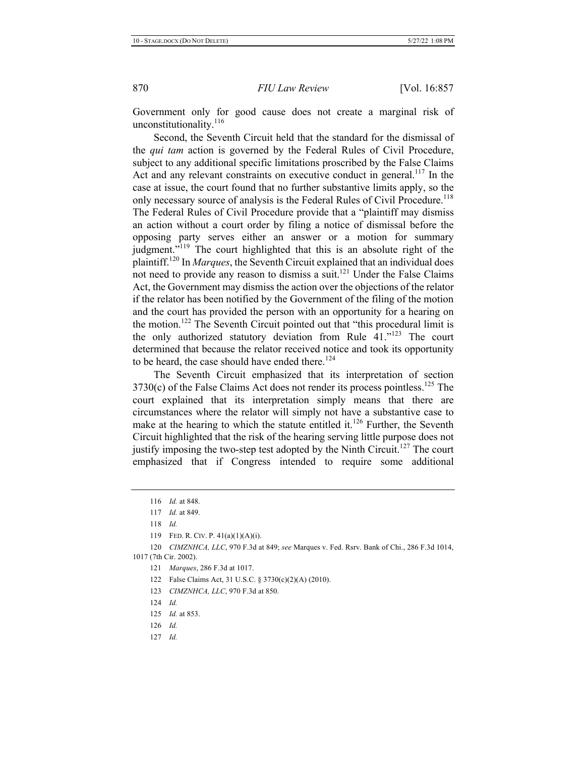Government only for good cause does not create a marginal risk of unconstitutionality.[116]

Second, the Seventh Circuit held that the standard for the dismissal of the *qui tam* action is governed by the Federal Rules of Civil Procedure, subject to any additional specific limitations proscribed by the False Claims Act and any relevant constraints on executive conduct in general.[117] In the case at issue, the court found that no further substantive limits apply, so the only necessary source of analysis is the Federal Rules of Civil Procedure.[118] The Federal Rules of Civil Procedure provide that a "plaintiff may dismiss an action without a court order by filing a notice of dismissal before the opposing party serves either an answer or a motion for summary judgment."[119] The court highlighted that this is an absolute right of the plaintiff.[120] In *Marques*, the Seventh Circuit explained that an individual does not need to provide any reason to dismiss a suit.[121] Under the False Claims Act, the Government may dismiss the action over the objections of the relator if the relator has been notified by the Government of the filing of the motion and the court has provided the person with an opportunity for a hearing on the motion.[122] The Seventh Circuit pointed out that "this procedural limit is the only authorized statutory deviation from Rule 41."[123] The court determined that because the relator received notice and took its opportunity to be heard, the case should have ended there.[124]

The Seventh Circuit emphasized that its interpretation of section 3730(c) of the False Claims Act does not render its process pointless.[125] The court explained that its interpretation simply means that there are circumstances where the relator will simply not have a substantive case to make at the hearing to which the statute entitled it.[126] Further, the Seventh Circuit highlighted that the risk of the hearing serving little purpose does not justify imposing the two-step test adopted by the Ninth Circuit.[127] The court emphasized that if Congress intended to require some additional

---

116 *Id.* at 848.

117 *Id.* at 849.

118 *Id.*

119 FED. R. CIV. P. 41(a)(1)(A)(i).

120 *CIMZNHCA, LLC*, 970 F.3d at 849; *see* Marques v. Fed. Rsrv. Bank of Chi., 286 F.3d 1014, 1017 (7th Cir. 2002).

121 *Marques*, 286 F.3d at 1017.

122 False Claims Act, 31 U.S.C. § 3730(c)(2)(A) (2010).

123 *CIMZNHCA, LLC*, 970 F.3d at 850.

124 *Id.*

125 *Id.* at 853.

126 *Id.*

127 *Id.*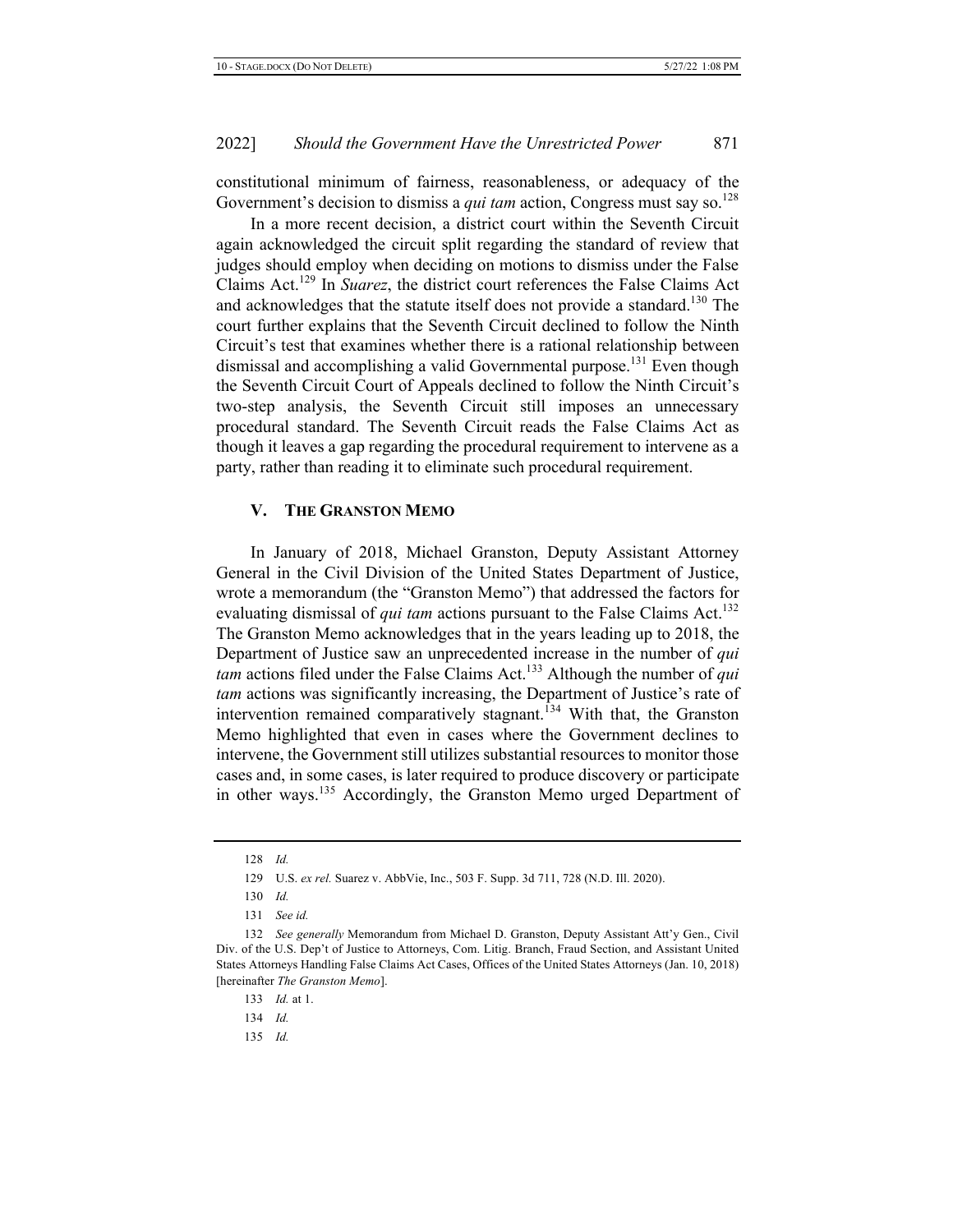constitutional minimum of fairness, reasonableness, or adequacy of the Government's decision to dismiss a *qui tam* action, Congress must say so.[128]

In a more recent decision, a district court within the Seventh Circuit again acknowledged the circuit split regarding the standard of review that judges should employ when deciding on motions to dismiss under the False Claims Act.[129] In *Suarez*, the district court references the False Claims Act and acknowledges that the statute itself does not provide a standard.[130] The court further explains that the Seventh Circuit declined to follow the Ninth Circuit's test that examines whether there is a rational relationship between dismissal and accomplishing a valid Governmental purpose.[131] Even though the Seventh Circuit Court of Appeals declined to follow the Ninth Circuit's two-step analysis, the Seventh Circuit still imposes an unnecessary procedural standard. The Seventh Circuit reads the False Claims Act as though it leaves a gap regarding the procedural requirement to intervene as a party, rather than reading it to eliminate such procedural requirement.

## V. THE GRANSTON MEMO

In January of 2018, Michael Granston, Deputy Assistant Attorney General in the Civil Division of the United States Department of Justice, wrote a memorandum (the "Granston Memo") that addressed the factors for evaluating dismissal of *qui tam* actions pursuant to the False Claims Act.[132] The Granston Memo acknowledges that in the years leading up to 2018, the Department of Justice saw an unprecedented increase in the number of *qui tam* actions filed under the False Claims Act.[133] Although the number of *qui tam* actions was significantly increasing, the Department of Justice's rate of intervention remained comparatively stagnant.[134] With that, the Granston Memo highlighted that even in cases where the Government declines to intervene, the Government still utilizes substantial resources to monitor those cases and, in some cases, is later required to produce discovery or participate in other ways.[135] Accordingly, the Granston Memo urged Department of

---

128 *Id.*

129 U.S. *ex rel.* Suarez v. AbbVie, Inc., 503 F. Supp. 3d 711, 728 (N.D. Ill. 2020).

130 *Id.*

131 *See id.*

132 *See generally* Memorandum from Michael D. Granston, Deputy Assistant Att'y Gen., Civil Div. of the U.S. Dep't of Justice to Attorneys, Com. Litig. Branch, Fraud Section, and Assistant United States Attorneys Handling False Claims Act Cases, Offices of the United States Attorneys (Jan. 10, 2018) [hereinafter *The Granston Memo*].

133 *Id.* at 1.

134 *Id.*

135 *Id.*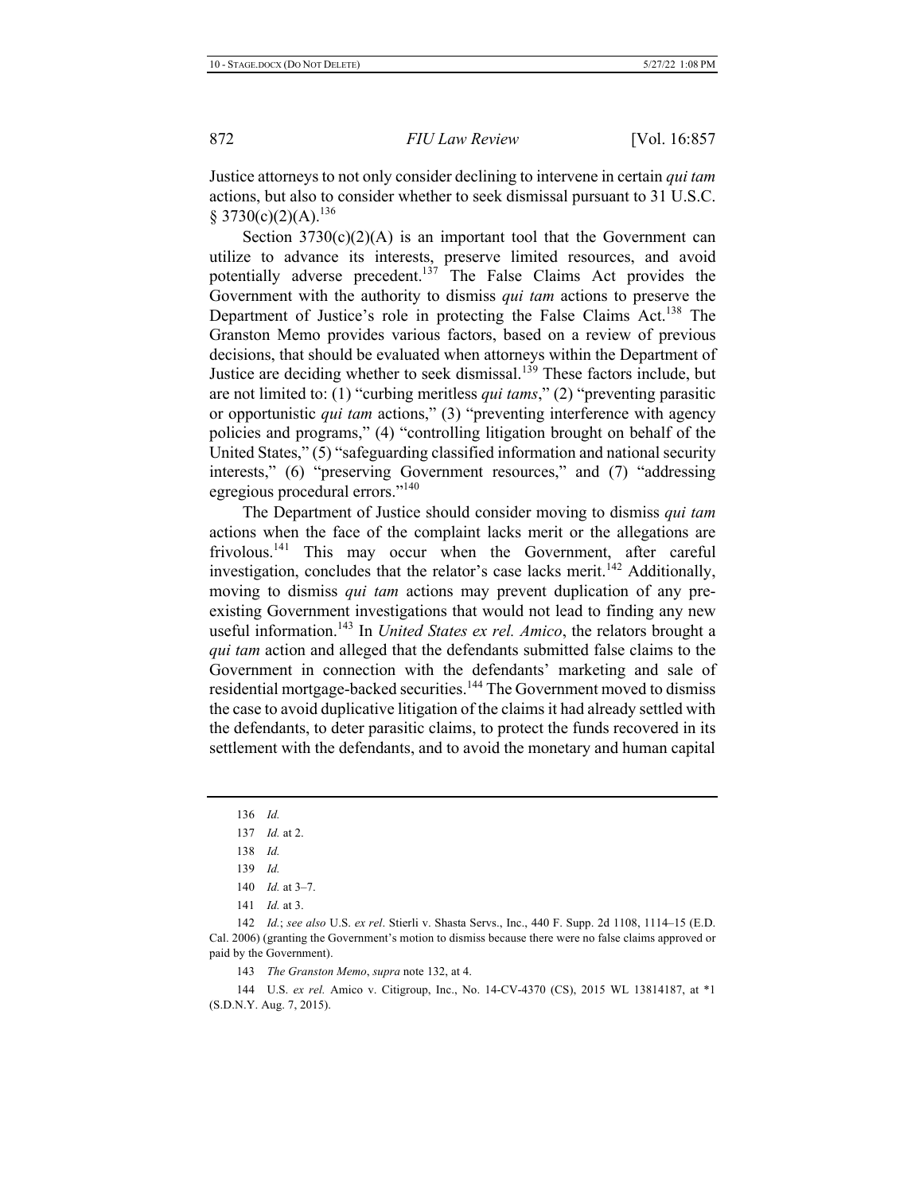Justice attorneys to not only consider declining to intervene in certain *qui tam* actions, but also to consider whether to seek dismissal pursuant to 31 U.S.C. § 3730(c)(2)(A).[136]

Section 3730(c)(2)(A) is an important tool that the Government can utilize to advance its interests, preserve limited resources, and avoid potentially adverse precedent.[137] The False Claims Act provides the Government with the authority to dismiss *qui tam* actions to preserve the Department of Justice's role in protecting the False Claims Act.[138] The Granston Memo provides various factors, based on a review of previous decisions, that should be evaluated when attorneys within the Department of Justice are deciding whether to seek dismissal.[139] These factors include, but are not limited to: (1) "curbing meritless *qui tams*," (2) "preventing parasitic or opportunistic *qui tam* actions," (3) "preventing interference with agency policies and programs," (4) "controlling litigation brought on behalf of the United States," (5) "safeguarding classified information and national security interests," (6) "preserving Government resources," and (7) "addressing egregious procedural errors."[140]

The Department of Justice should consider moving to dismiss *qui tam* actions when the face of the complaint lacks merit or the allegations are frivolous.[141] This may occur when the Government, after careful investigation, concludes that the relator's case lacks merit.[142] Additionally, moving to dismiss *qui tam* actions may prevent duplication of any pre-existing Government investigations that would not lead to finding any new useful information.[143] In *United States ex rel. Amico*, the relators brought a *qui tam* action and alleged that the defendants submitted false claims to the Government in connection with the defendants' marketing and sale of residential mortgage-backed securities.[144] The Government moved to dismiss the case to avoid duplicative litigation of the claims it had already settled with the defendants, to deter parasitic claims, to protect the funds recovered in its settlement with the defendants, and to avoid the monetary and human capital

---

136 *Id.*

137 *Id.* at 2.

138 *Id.*

139 *Id.*

140 *Id.* at 3–7.

141 *Id.* at 3.

142 *Id.*; *see also* U.S. *ex rel*. Stierli v. Shasta Servs., Inc., 440 F. Supp. 2d 1108, 1114–15 (E.D. Cal. 2006) (granting the Government's motion to dismiss because there were no false claims approved or paid by the Government).

143 *The Granston Memo*, *supra* note 132, at 4.

144 U.S. *ex rel.* Amico v. Citigroup, Inc., No. 14-CV-4370 (CS), 2015 WL 13814187, at *1 (S.D.N.Y. Aug. 7, 2015).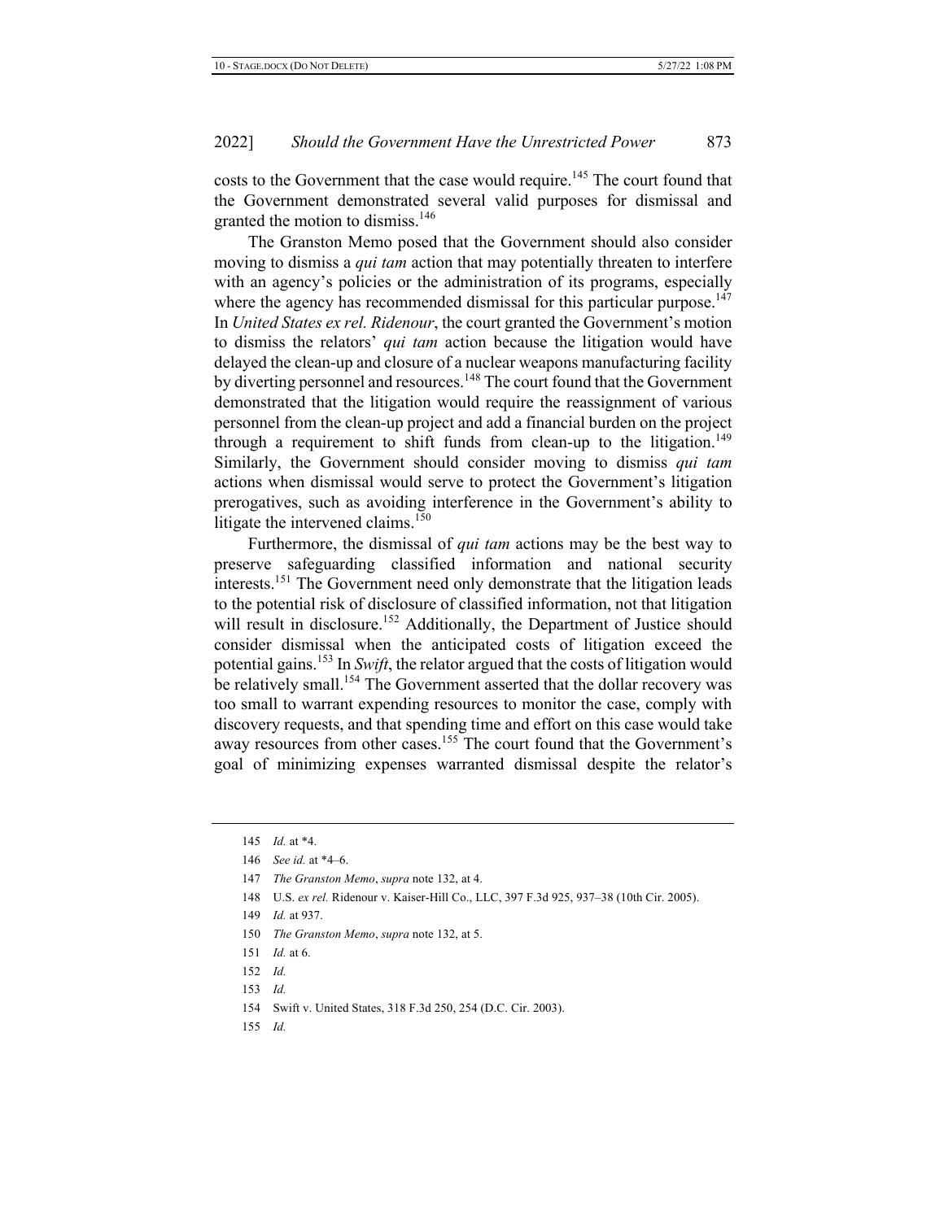costs to the Government that the case would require.[145] The court found that the Government demonstrated several valid purposes for dismissal and granted the motion to dismiss.[146]

The Granston Memo posed that the Government should also consider moving to dismiss a *qui tam* action that may potentially threaten to interfere with an agency's policies or the administration of its programs, especially where the agency has recommended dismissal for this particular purpose.[147] In *United States ex rel. Ridenour*, the court granted the Government's motion to dismiss the relators' *qui tam* action because the litigation would have delayed the clean-up and closure of a nuclear weapons manufacturing facility by diverting personnel and resources.[148] The court found that the Government demonstrated that the litigation would require the reassignment of various personnel from the clean-up project and add a financial burden on the project through a requirement to shift funds from clean-up to the litigation.[149] Similarly, the Government should consider moving to dismiss *qui tam* actions when dismissal would serve to protect the Government's litigation prerogatives, such as avoiding interference in the Government's ability to litigate the intervened claims.[150]

Furthermore, the dismissal of *qui tam* actions may be the best way to preserve safeguarding classified information and national security interests.[151] The Government need only demonstrate that the litigation leads to the potential risk of disclosure of classified information, not that litigation will result in disclosure.[152] Additionally, the Department of Justice should consider dismissal when the anticipated costs of litigation exceed the potential gains.[153] In *Swift*, the relator argued that the costs of litigation would be relatively small.[154] The Government asserted that the dollar recovery was too small to warrant expending resources to monitor the case, comply with discovery requests, and that spending time and effort on this case would take away resources from other cases.[155] The court found that the Government's goal of minimizing expenses warranted dismissal despite the relator's

---

145 *Id.* at *4.

146 *See id.* at *4–6.

147 *The Granston Memo*, *supra* note 132, at 4.

148 U.S. *ex rel.* Ridenour v. Kaiser-Hill Co., LLC, 397 F.3d 925, 937–38 (10th Cir. 2005).

149 *Id.* at 937.

150 *The Granston Memo*, *supra* note 132, at 5.

151 *Id.* at 6.

152 *Id.*

153 *Id.*

154 Swift v. United States, 318 F.3d 250, 254 (D.C. Cir. 2003).

155 *Id.*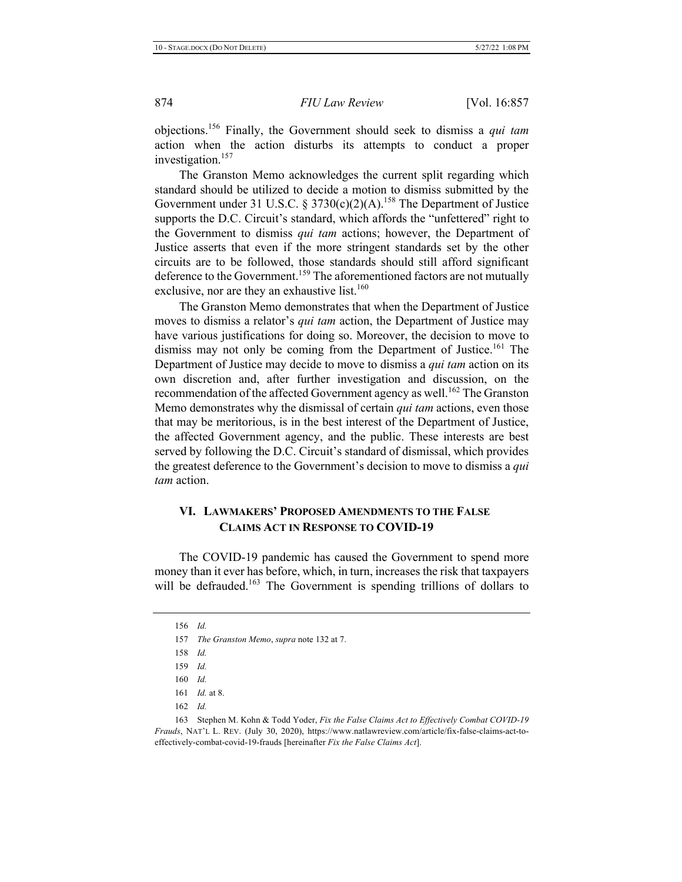objections.[156] Finally, the Government should seek to dismiss a *qui tam* action when the action disturbs its attempts to conduct a proper investigation.[157]

The Granston Memo acknowledges the current split regarding which standard should be utilized to decide a motion to dismiss submitted by the Government under 31 U.S.C. § 3730(c)(2)(A).[158] The Department of Justice supports the D.C. Circuit's standard, which affords the "unfettered" right to the Government to dismiss *qui tam* actions; however, the Department of Justice asserts that even if the more stringent standards set by the other circuits are to be followed, those standards should still afford significant deference to the Government.[159] The aforementioned factors are not mutually exclusive, nor are they an exhaustive list.[160]

The Granston Memo demonstrates that when the Department of Justice moves to dismiss a relator's *qui tam* action, the Department of Justice may have various justifications for doing so. Moreover, the decision to move to dismiss may not only be coming from the Department of Justice.[161] The Department of Justice may decide to move to dismiss a *qui tam* action on its own discretion and, after further investigation and discussion, on the recommendation of the affected Government agency as well.[162] The Granston Memo demonstrates why the dismissal of certain *qui tam* actions, even those that may be meritorious, is in the best interest of the Department of Justice, the affected Government agency, and the public. These interests are best served by following the D.C. Circuit's standard of dismissal, which provides the greatest deference to the Government's decision to move to dismiss a *qui tam* action.

## VI. LAWMAKERS' PROPOSED AMENDMENTS TO THE FALSE CLAIMS ACT IN RESPONSE TO COVID-19

The COVID-19 pandemic has caused the Government to spend more money than it ever has before, which, in turn, increases the risk that taxpayers will be defrauded.[163] The Government is spending trillions of dollars to

---

156 *Id.*

157 *The Granston Memo*, *supra* note 132 at 7.

158 *Id.*

159 *Id.*

160 *Id.*

161 *Id.* at 8.

162 *Id.*

163 Stephen M. Kohn & Todd Yoder, *Fix the False Claims Act to Effectively Combat COVID-19 Frauds*, NAT'L L. REV. (July 30, 2020), https://www.natlawreview.com/article/fix-false-claims-act-to-effectively-combat-covid-19-frauds [hereinafter *Fix the False Claims Act*].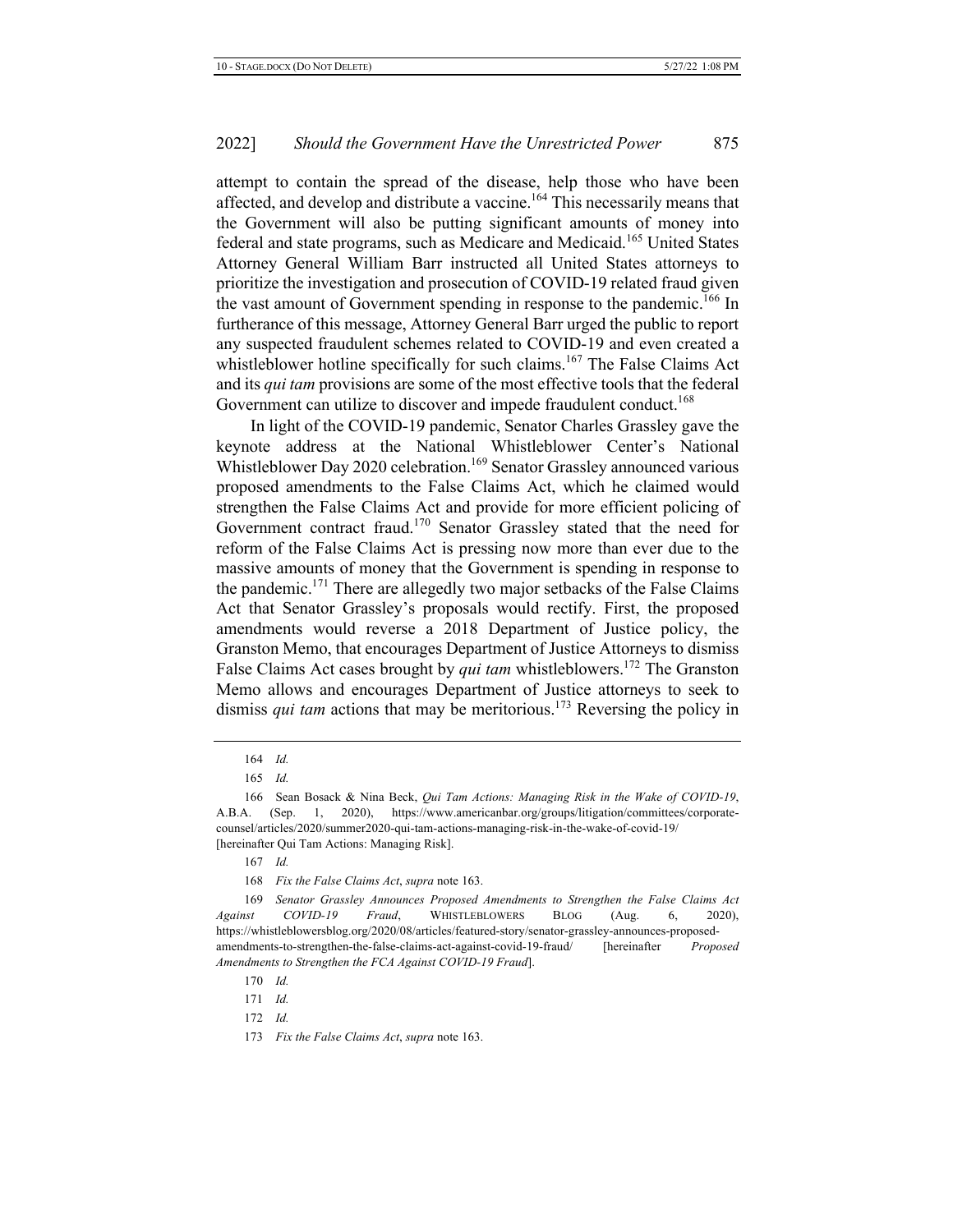attempt to contain the spread of the disease, help those who have been affected, and develop and distribute a vaccine.[164] This necessarily means that the Government will also be putting significant amounts of money into federal and state programs, such as Medicare and Medicaid.[165] United States Attorney General William Barr instructed all United States attorneys to prioritize the investigation and prosecution of COVID-19 related fraud given the vast amount of Government spending in response to the pandemic.[166] In furtherance of this message, Attorney General Barr urged the public to report any suspected fraudulent schemes related to COVID-19 and even created a whistleblower hotline specifically for such claims.[167] The False Claims Act and its *qui tam* provisions are some of the most effective tools that the federal Government can utilize to discover and impede fraudulent conduct.[168]

In light of the COVID-19 pandemic, Senator Charles Grassley gave the keynote address at the National Whistleblower Center's National Whistleblower Day 2020 celebration.[169] Senator Grassley announced various proposed amendments to the False Claims Act, which he claimed would strengthen the False Claims Act and provide for more efficient policing of Government contract fraud.[170] Senator Grassley stated that the need for reform of the False Claims Act is pressing now more than ever due to the massive amounts of money that the Government is spending in response to the pandemic.[171] There are allegedly two major setbacks of the False Claims Act that Senator Grassley's proposals would rectify. First, the proposed amendments would reverse a 2018 Department of Justice policy, the Granston Memo, that encourages Department of Justice Attorneys to dismiss False Claims Act cases brought by *qui tam* whistleblowers.[172] The Granston Memo allows and encourages Department of Justice attorneys to seek to dismiss *qui tam* actions that may be meritorious.[173] Reversing the policy in

---

164 *Id.*

165 *Id.*

166 Sean Bosack & Nina Beck, *Qui Tam Actions: Managing Risk in the Wake of COVID-19*, A.B.A. (Sep. 1, 2020), https://www.americanbar.org/groups/litigation/committees/corporate-counsel/articles/2020/summer2020-qui-tam-actions-managing-risk-in-the-wake-of-covid-19/ [hereinafter Qui Tam Actions: Managing Risk].

167 *Id.*

168 *Fix the False Claims Act*, *supra* note 163.

169 *Senator Grassley Announces Proposed Amendments to Strengthen the False Claims Act Against COVID-19 Fraud*, WHISTLEBLOWERS BLOG (Aug. 6, 2020), https://whistleblowersblog.org/2020/08/articles/featured-story/senator-grassley-announces-proposed-amendments-to-strengthen-the-false-claims-act-against-covid-19-fraud/ [hereinafter *Proposed Amendments to Strengthen the FCA Against COVID-19 Fraud*].

170 *Id.*

171 *Id.*

172 *Id.*

173 *Fix the False Claims Act*, *supra* note 163.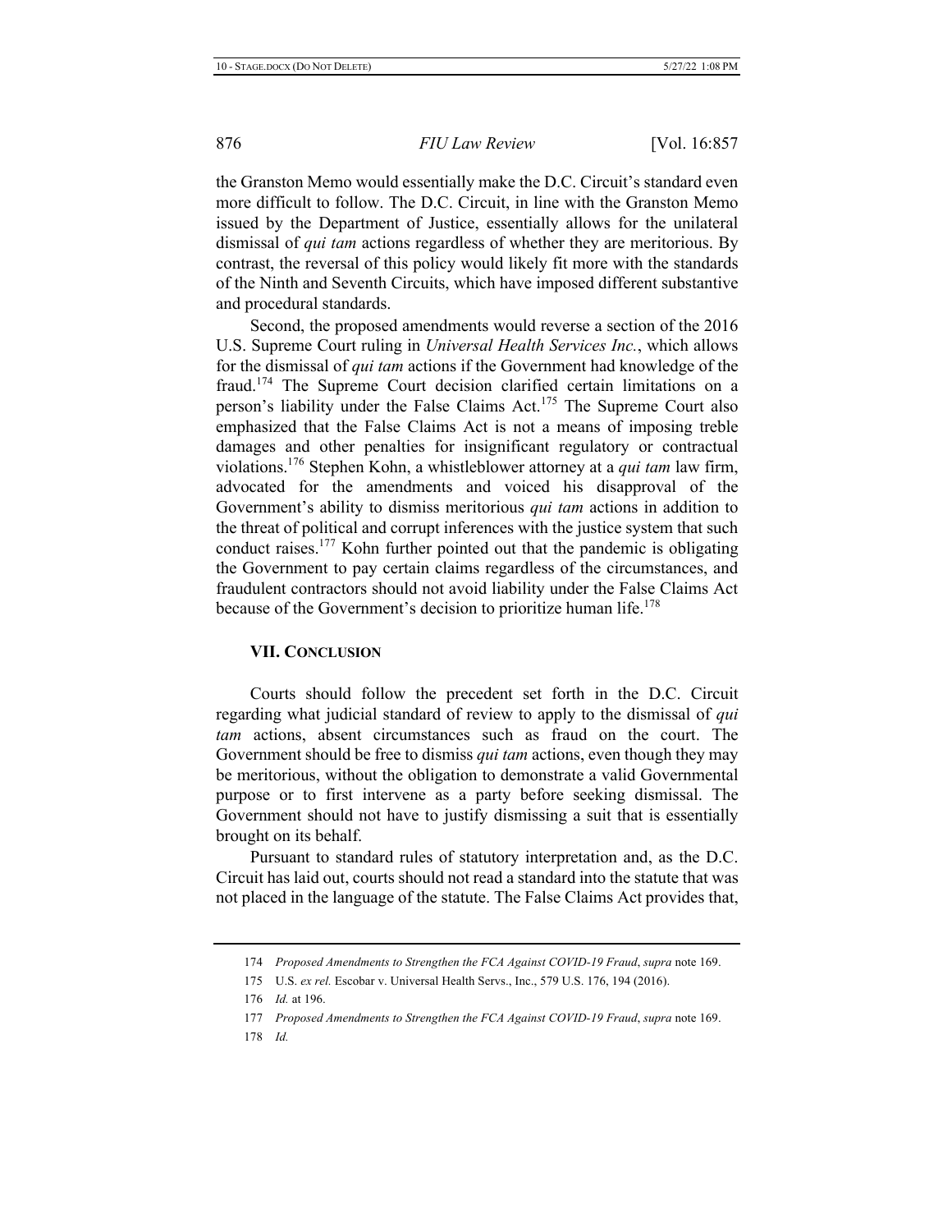the Granston Memo would essentially make the D.C. Circuit's standard even more difficult to follow. The D.C. Circuit, in line with the Granston Memo issued by the Department of Justice, essentially allows for the unilateral dismissal of *qui tam* actions regardless of whether they are meritorious. By contrast, the reversal of this policy would likely fit more with the standards of the Ninth and Seventh Circuits, which have imposed different substantive and procedural standards.

Second, the proposed amendments would reverse a section of the 2016 U.S. Supreme Court ruling in *Universal Health Services Inc.*, which allows for the dismissal of *qui tam* actions if the Government had knowledge of the fraud.[174] The Supreme Court decision clarified certain limitations on a person's liability under the False Claims Act.[175] The Supreme Court also emphasized that the False Claims Act is not a means of imposing treble damages and other penalties for insignificant regulatory or contractual violations.[176] Stephen Kohn, a whistleblower attorney at a *qui tam* law firm, advocated for the amendments and voiced his disapproval of the Government's ability to dismiss meritorious *qui tam* actions in addition to the threat of political and corrupt inferences with the justice system that such conduct raises.[177] Kohn further pointed out that the pandemic is obligating the Government to pay certain claims regardless of the circumstances, and fraudulent contractors should not avoid liability under the False Claims Act because of the Government's decision to prioritize human life.[178]

## VII. CONCLUSION

Courts should follow the precedent set forth in the D.C. Circuit regarding what judicial standard of review to apply to the dismissal of *qui tam* actions, absent circumstances such as fraud on the court. The Government should be free to dismiss *qui tam* actions, even though they may be meritorious, without the obligation to demonstrate a valid Governmental purpose or to first intervene as a party before seeking dismissal. The Government should not have to justify dismissing a suit that is essentially brought on its behalf.

Pursuant to standard rules of statutory interpretation and, as the D.C. Circuit has laid out, courts should not read a standard into the statute that was not placed in the language of the statute. The False Claims Act provides that,

174 *Proposed Amendments to Strengthen the FCA Against COVID-19 Fraud*, *supra* note 169.

175 U.S. *ex rel.* Escobar v. Universal Health Servs., Inc., 579 U.S. 176, 194 (2016).

176 *Id.* at 196.

177 *Proposed Amendments to Strengthen the FCA Against COVID-19 Fraud*, *supra* note 169.

178 *Id.*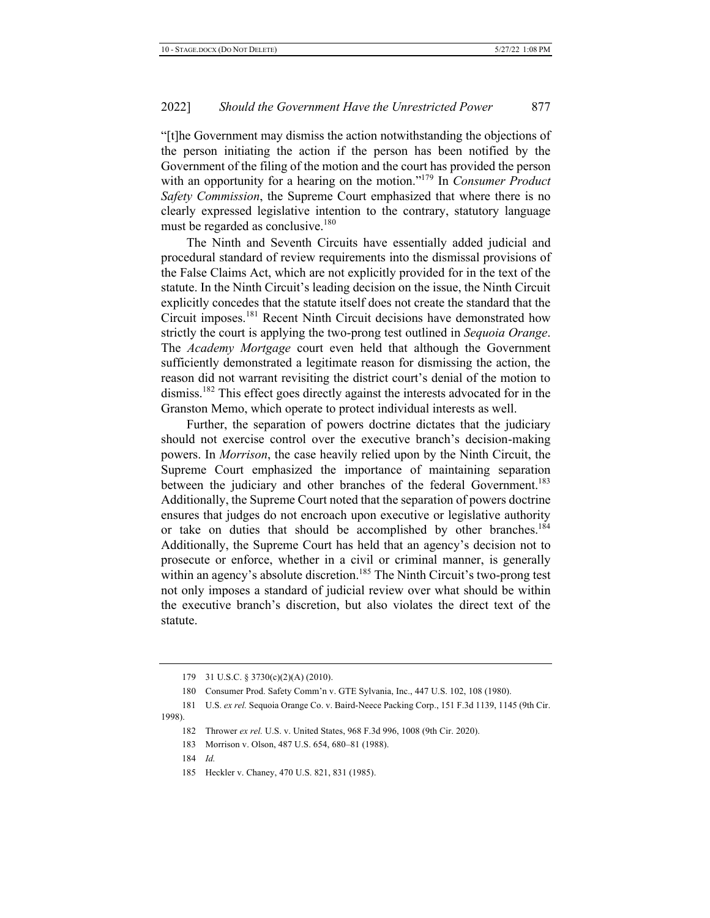"[t]he Government may dismiss the action notwithstanding the objections of the person initiating the action if the person has been notified by the Government of the filing of the motion and the court has provided the person with an opportunity for a hearing on the motion."[179] In *Consumer Product Safety Commission*, the Supreme Court emphasized that where there is no clearly expressed legislative intention to the contrary, statutory language must be regarded as conclusive.[180]

The Ninth and Seventh Circuits have essentially added judicial and procedural standard of review requirements into the dismissal provisions of the False Claims Act, which are not explicitly provided for in the text of the statute. In the Ninth Circuit's leading decision on the issue, the Ninth Circuit explicitly concedes that the statute itself does not create the standard that the Circuit imposes.[181] Recent Ninth Circuit decisions have demonstrated how strictly the court is applying the two-prong test outlined in *Sequoia Orange*. The *Academy Mortgage* court even held that although the Government sufficiently demonstrated a legitimate reason for dismissing the action, the reason did not warrant revisiting the district court's denial of the motion to dismiss.[182] This effect goes directly against the interests advocated for in the Granston Memo, which operate to protect individual interests as well.

Further, the separation of powers doctrine dictates that the judiciary should not exercise control over the executive branch's decision-making powers. In *Morrison*, the case heavily relied upon by the Ninth Circuit, the Supreme Court emphasized the importance of maintaining separation between the judiciary and other branches of the federal Government.[183] Additionally, the Supreme Court noted that the separation of powers doctrine ensures that judges do not encroach upon executive or legislative authority or take on duties that should be accomplished by other branches.[184] Additionally, the Supreme Court has held that an agency's decision not to prosecute or enforce, whether in a civil or criminal manner, is generally within an agency's absolute discretion.[185] The Ninth Circuit's two-prong test not only imposes a standard of judicial review over what should be within the executive branch's discretion, but also violates the direct text of the statute.

---

179 31 U.S.C. § 3730(c)(2)(A) (2010).

180 Consumer Prod. Safety Comm'n v. GTE Sylvania, Inc., 447 U.S. 102, 108 (1980).

181 U.S. *ex rel.* Sequoia Orange Co. v. Baird-Neece Packing Corp., 151 F.3d 1139, 1145 (9th Cir. 1998).

182 Thrower *ex rel.* U.S. v. United States, 968 F.3d 996, 1008 (9th Cir. 2020).

183 Morrison v. Olson, 487 U.S. 654, 680–81 (1988).

184 *Id.*

185 Heckler v. Chaney, 470 U.S. 821, 831 (1985).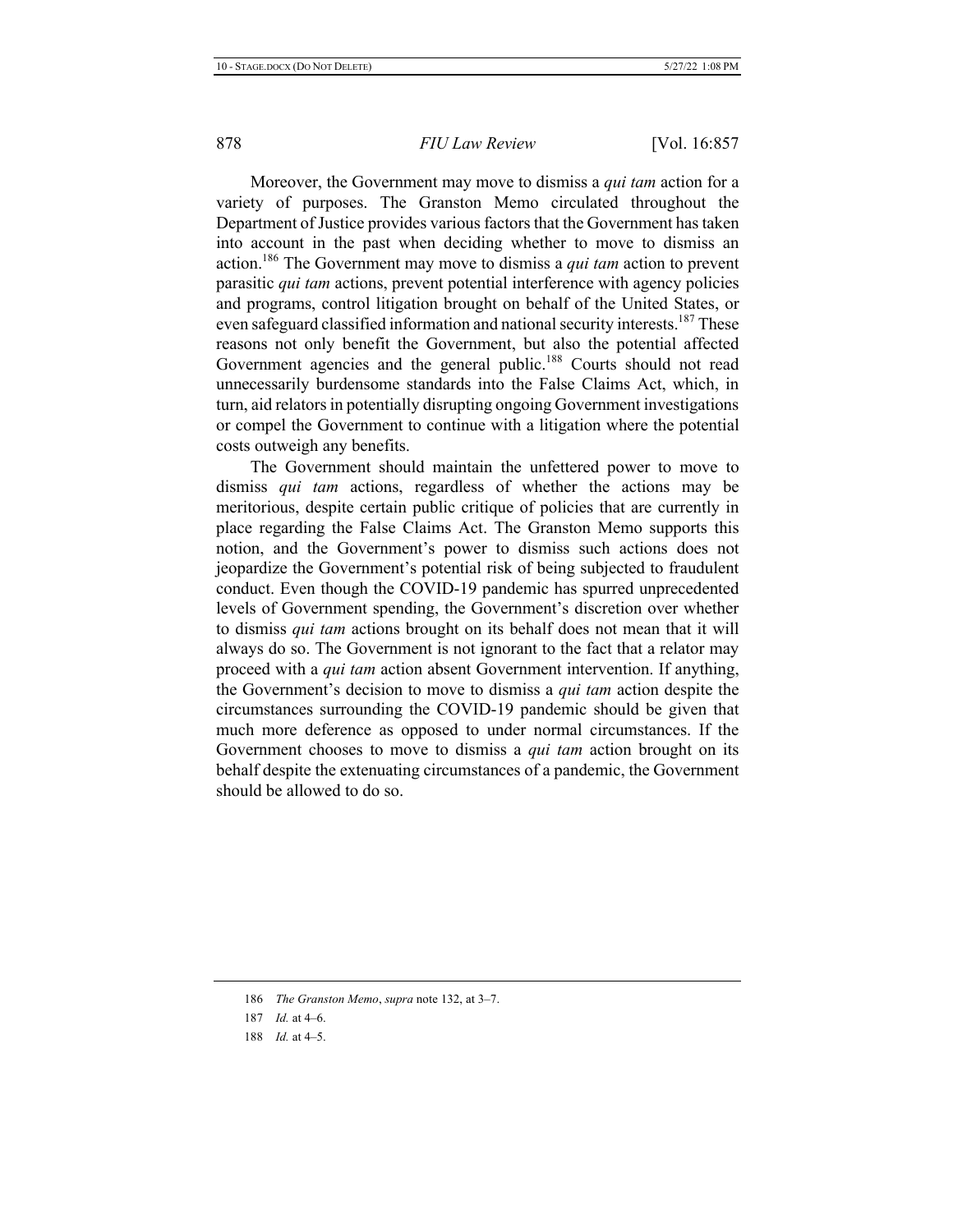Moreover, the Government may move to dismiss a *qui tam* action for a variety of purposes. The Granston Memo circulated throughout the Department of Justice provides various factors that the Government has taken into account in the past when deciding whether to move to dismiss an action.[186] The Government may move to dismiss a *qui tam* action to prevent parasitic *qui tam* actions, prevent potential interference with agency policies and programs, control litigation brought on behalf of the United States, or even safeguard classified information and national security interests.[187] These reasons not only benefit the Government, but also the potential affected Government agencies and the general public.[188] Courts should not read unnecessarily burdensome standards into the False Claims Act, which, in turn, aid relators in potentially disrupting ongoing Government investigations or compel the Government to continue with a litigation where the potential costs outweigh any benefits.

The Government should maintain the unfettered power to move to dismiss *qui tam* actions, regardless of whether the actions may be meritorious, despite certain public critique of policies that are currently in place regarding the False Claims Act. The Granston Memo supports this notion, and the Government's power to dismiss such actions does not jeopardize the Government's potential risk of being subjected to fraudulent conduct. Even though the COVID-19 pandemic has spurred unprecedented levels of Government spending, the Government's discretion over whether to dismiss *qui tam* actions brought on its behalf does not mean that it will always do so. The Government is not ignorant to the fact that a relator may proceed with a *qui tam* action absent Government intervention. If anything, the Government's decision to move to dismiss a *qui tam* action despite the circumstances surrounding the COVID-19 pandemic should be given that much more deference as opposed to under normal circumstances. If the Government chooses to move to dismiss a *qui tam* action brought on its behalf despite the extenuating circumstances of a pandemic, the Government should be allowed to do so.

186 *The Granston Memo*, *supra* note 132, at 3–7.

187 *Id.* at 4–6.

188 *Id.* at 4–5.